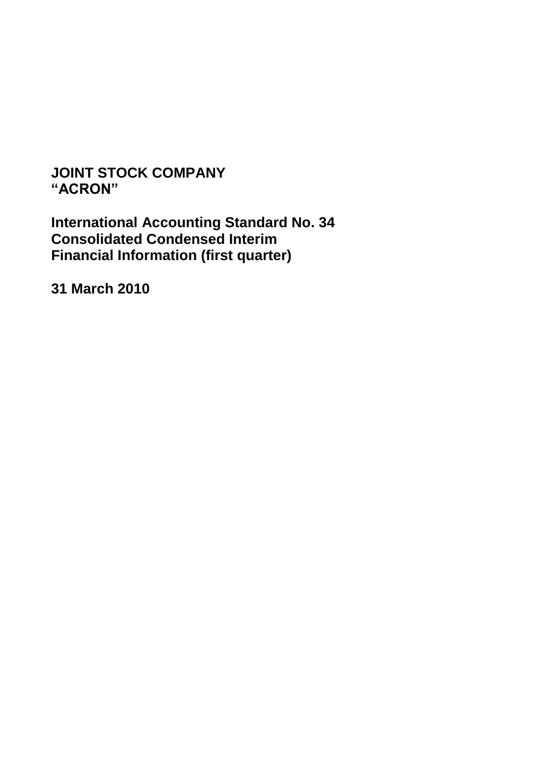# JOINT STOCK COMPANY
# "ACRON"

## International Accounting Standard No. 34
## Consolidated Condensed Interim
## Financial Information (first quarter)

## 31 March 2010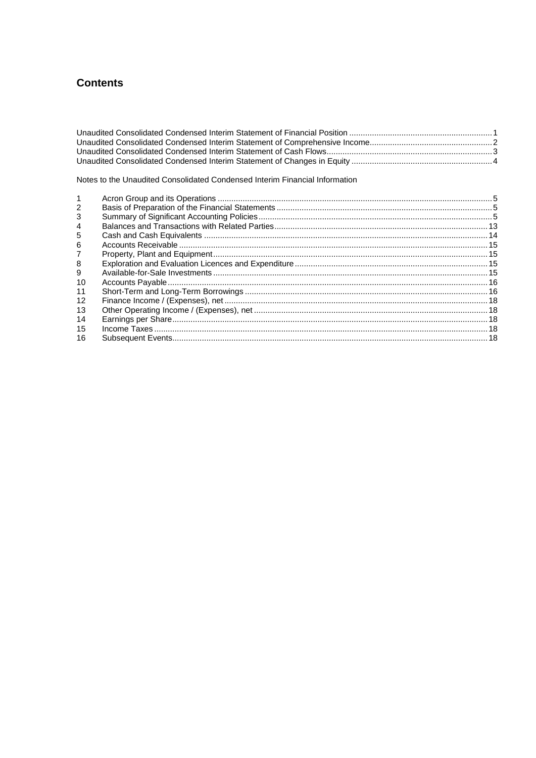## Contents

Unaudited Consolidated Condensed Interim Statement of Financial Position .......... 1
Unaudited Consolidated Condensed Interim Statement of Comprehensive Income .......... 2
Unaudited Consolidated Condensed Interim Statement of Cash Flows .......... 3
Unaudited Consolidated Condensed Interim Statement of Changes in Equity .......... 4

Notes to the Unaudited Consolidated Condensed Interim Financial Information

| | | |
|---|---|---|
| 1 | Acron Group and its Operations | 5 |
| 2 | Basis of Preparation of the Financial Statements | 5 |
| 3 | Summary of Significant Accounting Policies | 5 |
| 4 | Balances and Transactions with Related Parties | 13 |
| 5 | Cash and Cash Equivalents | 14 |
| 6 | Accounts Receivable | 15 |
| 7 | Property, Plant and Equipment | 15 |
| 8 | Exploration and Evaluation Licences and Expenditure | 15 |
| 9 | Available-for-Sale Investments | 15 |
| 10 | Accounts Payable | 16 |
| 11 | Short-Term and Long-Term Borrowings | 16 |
| 12 | Finance Income / (Expenses), net | 18 |
| 13 | Other Operating Income / (Expenses), net | 18 |
| 14 | Earnings per Share | 18 |
| 15 | Income Taxes | 18 |
| 16 | Subsequent Events | 18 |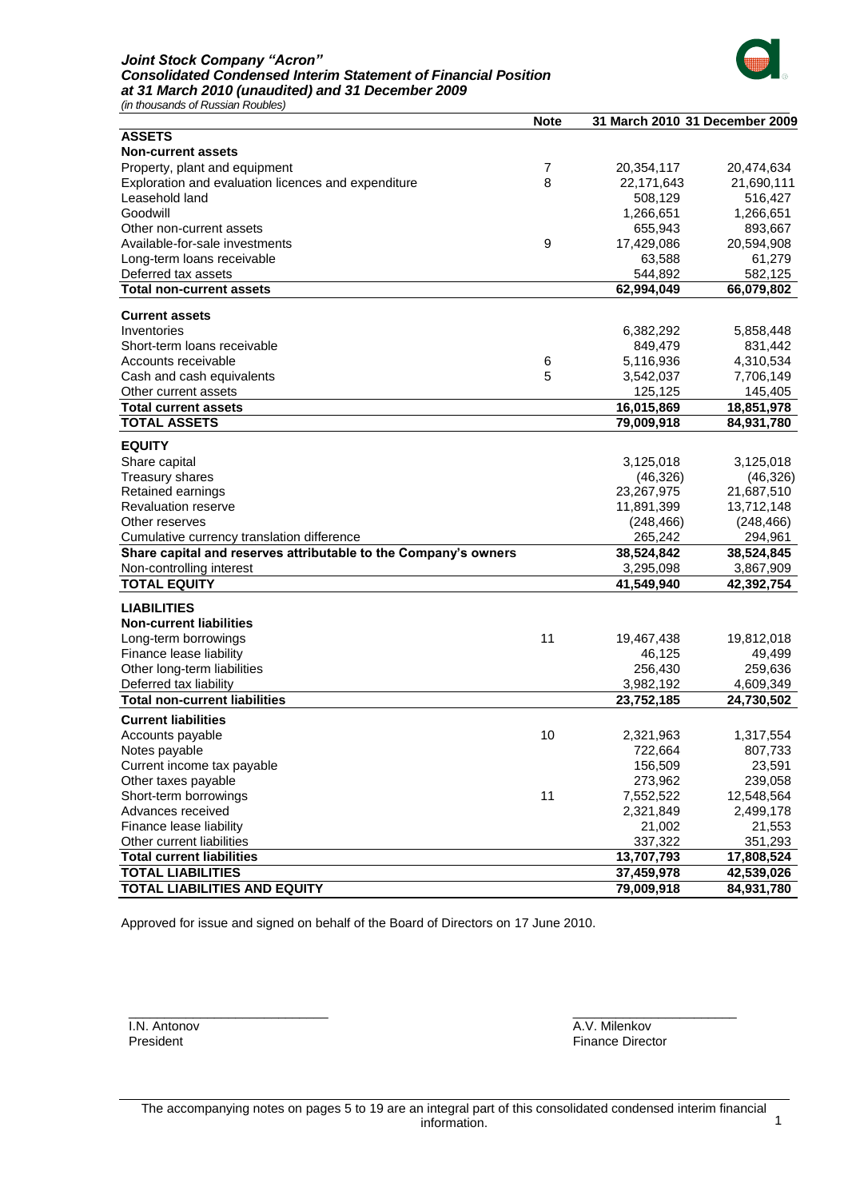***Joint Stock Company "Acron"***
***Consolidated Condensed Interim Statement of Financial Position***
***at 31 March 2010 (unaudited) and 31 December 2009***
*(in thousands of Russian Roubles)*

| | Note | 31 March 2010 | 31 December 2009 |
|---|---|---|---|
| **ASSETS** | | | |
| **Non-current assets** | | | |
| Property, plant and equipment | 7 | 20,354,117 | 20,474,634 |
| Exploration and evaluation licences and expenditure | 8 | 22,171,643 | 21,690,111 |
| Leasehold land | | 508,129 | 516,427 |
| Goodwill | | 1,266,651 | 1,266,651 |
| Other non-current assets | | 655,943 | 893,667 |
| Available-for-sale investments | 9 | 17,429,086 | 20,594,908 |
| Long-term loans receivable | | 63,588 | 61,279 |
| Deferred tax assets | | 544,892 | 582,125 |
| **Total non-current assets** | | **62,994,049** | **66,079,802** |
| **Current assets** | | | |
| Inventories | | 6,382,292 | 5,858,448 |
| Short-term loans receivable | | 849,479 | 831,442 |
| Accounts receivable | 6 | 5,116,936 | 4,310,534 |
| Cash and cash equivalents | 5 | 3,542,037 | 7,706,149 |
| Other current assets | | 125,125 | 145,405 |
| **Total current assets** | | **16,015,869** | **18,851,978** |
| **TOTAL ASSETS** | | **79,009,918** | **84,931,780** |
| **EQUITY** | | | |
| Share capital | | 3,125,018 | 3,125,018 |
| Treasury shares | | (46,326) | (46,326) |
| Retained earnings | | 23,267,975 | 21,687,510 |
| Revaluation reserve | | 11,891,399 | 13,712,148 |
| Other reserves | | (248,466) | (248,466) |
| Cumulative currency translation difference | | 265,242 | 294,961 |
| **Share capital and reserves attributable to the Company's owners** | | **38,524,842** | **38,524,845** |
| Non-controlling interest | | 3,295,098 | 3,867,909 |
| **TOTAL EQUITY** | | **41,549,940** | **42,392,754** |
| **LIABILITIES** | | | |
| **Non-current liabilities** | | | |
| Long-term borrowings | 11 | 19,467,438 | 19,812,018 |
| Finance lease liability | | 46,125 | 49,499 |
| Other long-term liabilities | | 256,430 | 259,636 |
| Deferred tax liability | | 3,982,192 | 4,609,349 |
| **Total non-current liabilities** | | **23,752,185** | **24,730,502** |
| **Current liabilities** | | | |
| Accounts payable | 10 | 2,321,963 | 1,317,554 |
| Notes payable | | 722,664 | 807,733 |
| Current income tax payable | | 156,509 | 23,591 |
| Other taxes payable | | 273,962 | 239,058 |
| Short-term borrowings | 11 | 7,552,522 | 12,548,564 |
| Advances received | | 2,321,849 | 2,499,178 |
| Finance lease liability | | 21,002 | 21,553 |
| Other current liabilities | | 337,322 | 351,293 |
| **Total current liabilities** | | **13,707,793** | **17,808,524** |
| **TOTAL LIABILITIES** | | **37,459,978** | **42,539,026** |
| **TOTAL LIABILITIES AND EQUITY** | | **79,009,918** | **84,931,780** |

Approved for issue and signed on behalf of the Board of Directors on 17 June 2010.

I.N. Antonov
President

A.V. Milenkov
Finance Director

The accompanying notes on pages 5 to 19 are an integral part of this consolidated condensed interim financial information.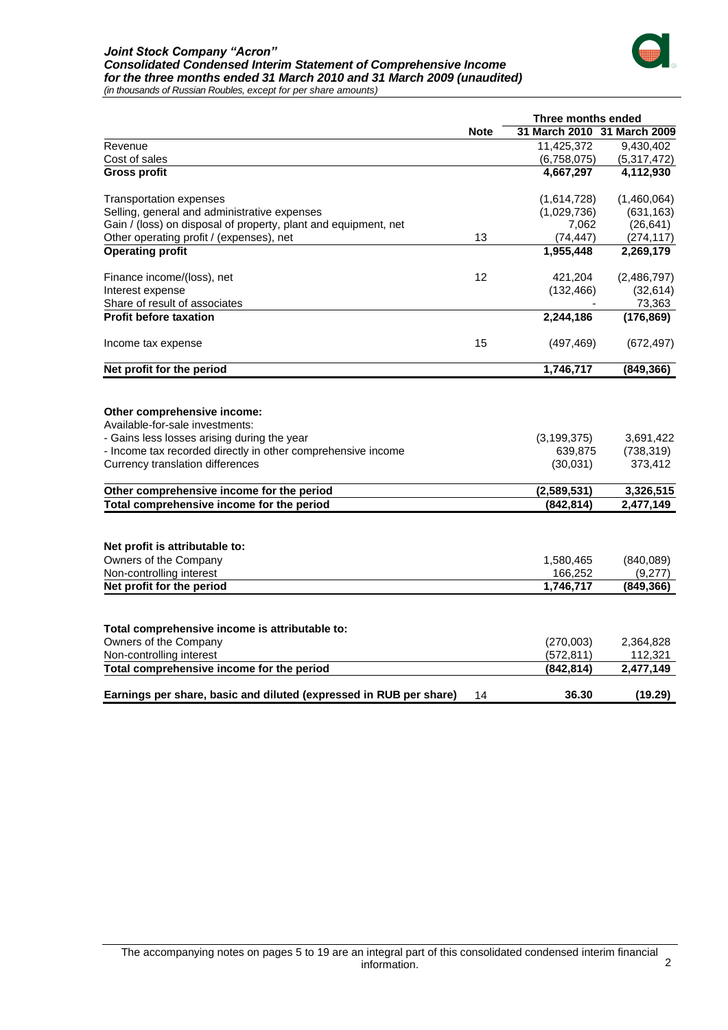# Joint Stock Company "Acron"
## Consolidated Condensed Interim Statement of Comprehensive Income for the three months ended 31 March 2010 and 31 March 2009 (unaudited)

*(in thousands of Russian Roubles, except for per share amounts)*

| | Note | Three months ended 31 March 2010 | Three months ended 31 March 2009 |
|---|---|---|---|
| Revenue | | 11,425,372 | 9,430,402 |
| Cost of sales | | (6,758,075) | (5,317,472) |
| **Gross profit** | | **4,667,297** | **4,112,930** |
| | | | |
| Transportation expenses | | (1,614,728) | (1,460,064) |
| Selling, general and administrative expenses | | (1,029,736) | (631,163) |
| Gain / (loss) on disposal of property, plant and equipment, net | | 7,062 | (26,641) |
| Other operating profit / (expenses), net | 13 | (74,447) | (274,117) |
| **Operating profit** | | **1,955,448** | **2,269,179** |
| | | | |
| Finance income/(loss), net | 12 | 421,204 | (2,486,797) |
| Interest expense | | (132,466) | (32,614) |
| Share of result of associates | | - | 73,363 |
| **Profit before taxation** | | **2,244,186** | **(176,869)** |
| | | | |
| Income tax expense | 15 | (497,469) | (672,497) |
| | | | |
| **Net profit for the period** | | **1,746,717** | **(849,366)** |
| | | | |
| **Other comprehensive income:** | | | |
| Available-for-sale investments: | | | |
| - Gains less losses arising during the year | | (3,199,375) | 3,691,422 |
| - Income tax recorded directly in other comprehensive income | | 639,875 | (738,319) |
| Currency translation differences | | (30,031) | 373,412 |
| | | | |
| **Other comprehensive income for the period** | | **(2,589,531)** | **3,326,515** |
| **Total comprehensive income for the period** | | **(842,814)** | **2,477,149** |
| | | | |
| **Net profit is attributable to:** | | | |
| Owners of the Company | | 1,580,465 | (840,089) |
| Non-controlling interest | | 166,252 | (9,277) |
| **Net profit for the period** | | **1,746,717** | **(849,366)** |
| | | | |
| **Total comprehensive income is attributable to:** | | | |
| Owners of the Company | | (270,003) | 2,364,828 |
| Non-controlling interest | | (572,811) | 112,321 |
| **Total comprehensive income for the period** | | **(842,814)** | **2,477,149** |
| | | | |
| **Earnings per share, basic and diluted (expressed in RUB per share)** | 14 | **36.30** | **(19.29)** |

The accompanying notes on pages 5 to 19 are an integral part of this consolidated condensed interim financial information.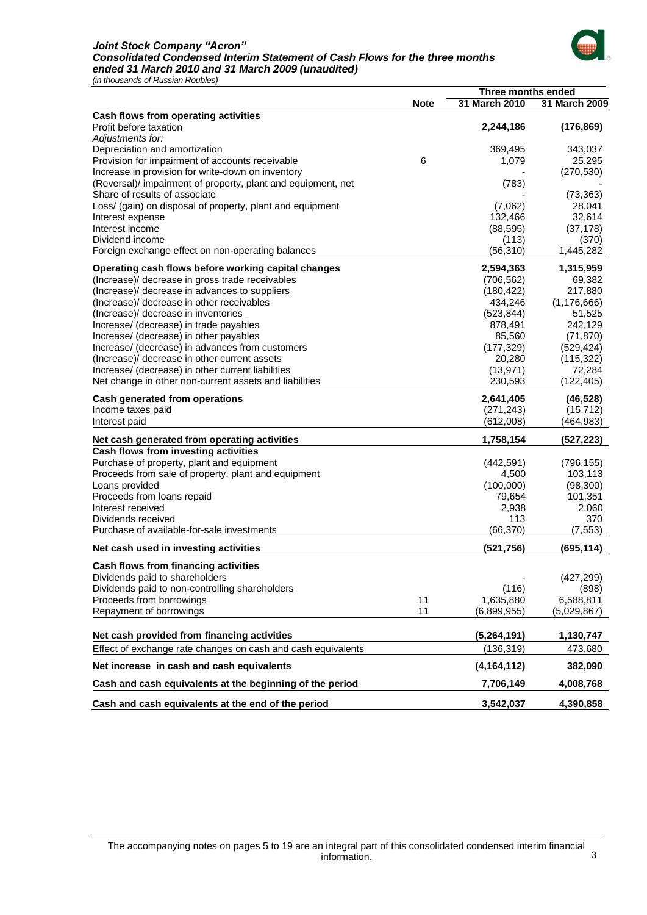***Joint Stock Company "Acron"***
***Consolidated Condensed Interim Statement of Cash Flows for the three months ended 31 March 2010 and 31 March 2009 (unaudited)***
*(in thousands of Russian Roubles)*

| | Note | Three months ended 31 March 2010 | Three months ended 31 March 2009 |
|---|---|---|---|
| **Cash flows from operating activities** | | | |
| Profit before taxation | | **2,244,186** | **(176,869)** |
| *Adjustments for:* | | | |
| Depreciation and amortization | | 369,495 | 343,037 |
| Provision for impairment of accounts receivable | 6 | 1,079 | 25,295 |
| Increase in provision for write-down on inventory | | - | (270,530) |
| (Reversal)/ impairment of property, plant and equipment, net | | (783) | - |
| Share of results of associate | | - | (73,363) |
| Loss/ (gain) on disposal of property, plant and equipment | | (7,062) | 28,041 |
| Interest expense | | 132,466 | 32,614 |
| Interest income | | (88,595) | (37,178) |
| Dividend income | | (113) | (370) |
| Foreign exchange effect on non-operating balances | | (56,310) | 1,445,282 |
| **Operating cash flows before working capital changes** | | **2,594,363** | **1,315,959** |
| (Increase)/ decrease in gross trade receivables | | (706,562) | 69,382 |
| (Increase)/ decrease in advances to suppliers | | (180,422) | 217,880 |
| (Increase)/ decrease in other receivables | | 434,246 | (1,176,666) |
| (Increase)/ decrease in inventories | | (523,844) | 51,525 |
| Increase/ (decrease) in trade payables | | 878,491 | 242,129 |
| Increase/ (decrease) in other payables | | 85,560 | (71,870) |
| Increase/ (decrease) in advances from customers | | (177,329) | (529,424) |
| (Increase)/ decrease in other current assets | | 20,280 | (115,322) |
| Increase/ (decrease) in other current liabilities | | (13,971) | 72,284 |
| Net change in other non-current assets and liabilities | | 230,593 | (122,405) |
| **Cash generated from operations** | | **2,641,405** | **(46,528)** |
| Income taxes paid | | (271,243) | (15,712) |
| Interest paid | | (612,008) | (464,983) |
| **Net cash generated from operating activities** | | **1,758,154** | **(527,223)** |
| **Cash flows from investing activities** | | | |
| Purchase of property, plant and equipment | | (442,591) | (796,155) |
| Proceeds from sale of property, plant and equipment | | 4,500 | 103,113 |
| Loans provided | | (100,000) | (98,300) |
| Proceeds from loans repaid | | 79,654 | 101,351 |
| Interest received | | 2,938 | 2,060 |
| Dividends received | | 113 | 370 |
| Purchase of available-for-sale investments | | (66,370) | (7,553) |
| **Net cash used in investing activities** | | **(521,756)** | **(695,114)** |
| **Cash flows from financing activities** | | | |
| Dividends paid to shareholders | | - | (427,299) |
| Dividends paid to non-controlling shareholders | | (116) | (898) |
| Proceeds from borrowings | 11 | 1,635,880 | 6,588,811 |
| Repayment of borrowings | 11 | (6,899,955) | (5,029,867) |
| **Net cash provided from financing activities** | | **(5,264,191)** | **1,130,747** |
| Effect of exchange rate changes on cash and cash equivalents | | (136,319) | 473,680 |
| **Net increase in cash and cash equivalents** | | **(4,164,112)** | **382,090** |
| **Cash and cash equivalents at the beginning of the period** | | **7,706,149** | **4,008,768** |
| **Cash and cash equivalents at the end of the period** | | **3,542,037** | **4,390,858** |

The accompanying notes on pages 5 to 19 are an integral part of this consolidated condensed interim financial information.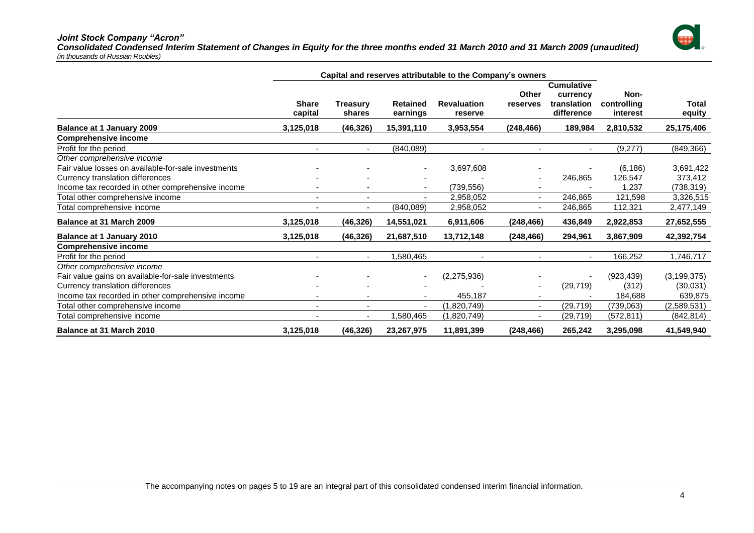*Joint Stock Company "Acron"*
***Consolidated Condensed Interim Statement of Changes in Equity for the three months ended 31 March 2010 and 31 March 2009 (unaudited)***
*(in thousands of Russian Roubles)*

| | Capital and reserves attributable to the Company's owners | | | | | | | |
|---|---|---|---|---|---|---|---|---|
| | **Share capital** | **Treasury shares** | **Retained earnings** | **Revaluation reserve** | **Other reserves** | **Cumulative currency translation difference** | **Non-controlling interest** | **Total equity** |
| **Balance at 1 January 2009** | **3,125,018** | **(46,326)** | **15,391,110** | **3,953,554** | **(248,466)** | **189,984** | **2,810,532** | **25,175,406** |
| **Comprehensive income** | | | | | | | | |
| Profit for the period | - | - | (840,089) | - | - | - | (9,277) | (849,366) |
| *Other comprehensive income* | | | | | | | | |
| Fair value losses on available-for-sale investments | - | - | - | 3,697,608 | - | - | (6,186) | 3,691,422 |
| Currency translation differences | - | - | - | - | - | 246,865 | 126,547 | 373,412 |
| Income tax recorded in other comprehensive income | - | - | - | (739,556) | - | - | 1,237 | (738,319) |
| Total other comprehensive income | - | - | - | 2,958,052 | - | 246,865 | 121,598 | 3,326,515 |
| Total comprehensive income | - | - | (840,089) | 2,958,052 | - | 246,865 | 112,321 | 2,477,149 |
| **Balance at 31 March 2009** | **3,125,018** | **(46,326)** | **14,551,021** | **6,911,606** | **(248,466)** | **436,849** | **2,922,853** | **27,652,555** |
| **Balance at 1 January 2010** | **3,125,018** | **(46,326)** | **21,687,510** | **13,712,148** | **(248,466)** | **294,961** | **3,867,909** | **42,392,754** |
| **Comprehensive income** | | | | | | | | |
| Profit for the period | - | - | 1,580,465 | - | - | - | 166,252 | 1,746,717 |
| *Other comprehensive income* | | | | | | | | |
| Fair value gains on available-for-sale investments | - | - | - | (2,275,936) | - | - | (923,439) | (3,199,375) |
| Currency translation differences | - | - | - | - | - | (29,719) | (312) | (30,031) |
| Income tax recorded in other comprehensive income | - | - | - | 455,187 | - | - | 184,688 | 639,875 |
| Total other comprehensive income | - | - | - | (1,820,749) | - | (29,719) | (739,063) | (2,589,531) |
| Total comprehensive income | - | - | 1,580,465 | (1,820,749) | - | (29,719) | (572,811) | (842,814) |
| **Balance at 31 March 2010** | **3,125,018** | **(46,326)** | **23,267,975** | **11,891,399** | **(248,466)** | **265,242** | **3,295,098** | **41,549,940** |

The accompanying notes on pages 5 to 19 are an integral part of this consolidated condensed interim financial information.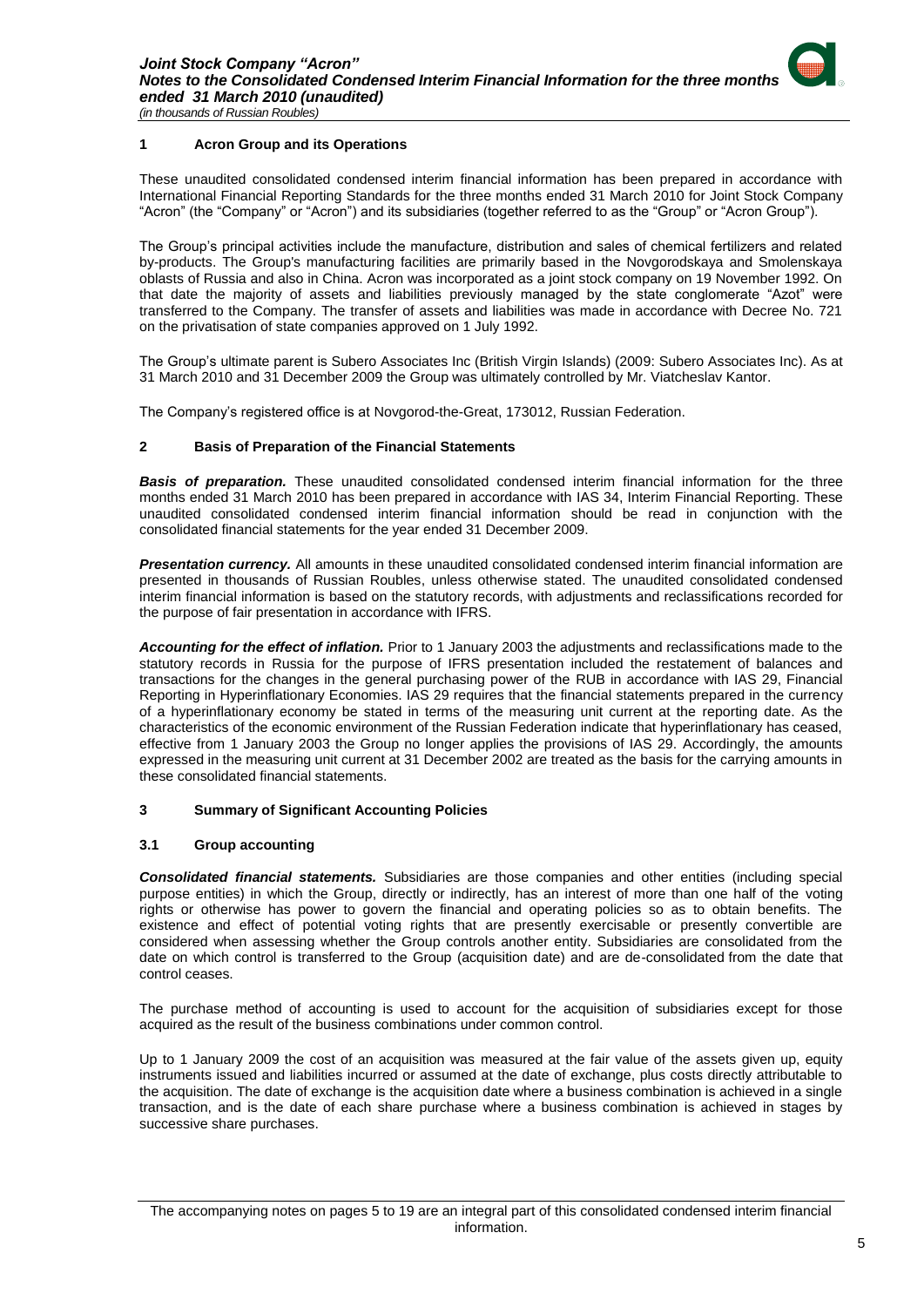## 1 Acron Group and its Operations

These unaudited consolidated condensed interim financial information has been prepared in accordance with International Financial Reporting Standards for the three months ended 31 March 2010 for Joint Stock Company "Acron" (the "Company" or "Acron") and its subsidiaries (together referred to as the "Group" or "Acron Group").

The Group's principal activities include the manufacture, distribution and sales of chemical fertilizers and related by-products. The Group's manufacturing facilities are primarily based in the Novgorodskaya and Smolenskaya oblasts of Russia and also in China. Acron was incorporated as a joint stock company on 19 November 1992. On that date the majority of assets and liabilities previously managed by the state conglomerate "Azot" were transferred to the Company. The transfer of assets and liabilities was made in accordance with Decree No. 721 on the privatisation of state companies approved on 1 July 1992.

The Group's ultimate parent is Subero Associates Inc (British Virgin Islands) (2009: Subero Associates Inc). As at 31 March 2010 and 31 December 2009 the Group was ultimately controlled by Mr. Viatcheslav Kantor.

The Company's registered office is at Novgorod-the-Great, 173012, Russian Federation.

## 2 Basis of Preparation of the Financial Statements

***Basis of preparation.*** These unaudited consolidated condensed interim financial information for the three months ended 31 March 2010 has been prepared in accordance with IAS 34, Interim Financial Reporting. These unaudited consolidated condensed interim financial information should be read in conjunction with the consolidated financial statements for the year ended 31 December 2009.

***Presentation currency.*** All amounts in these unaudited consolidated condensed interim financial information are presented in thousands of Russian Roubles, unless otherwise stated. The unaudited consolidated condensed interim financial information is based on the statutory records, with adjustments and reclassifications recorded for the purpose of fair presentation in accordance with IFRS.

***Accounting for the effect of inflation.*** Prior to 1 January 2003 the adjustments and reclassifications made to the statutory records in Russia for the purpose of IFRS presentation included the restatement of balances and transactions for the changes in the general purchasing power of the RUB in accordance with IAS 29, Financial Reporting in Hyperinflationary Economies. IAS 29 requires that the financial statements prepared in the currency of a hyperinflationary economy be stated in terms of the measuring unit current at the reporting date. As the characteristics of the economic environment of the Russian Federation indicate that hyperinflationary has ceased, effective from 1 January 2003 the Group no longer applies the provisions of IAS 29. Accordingly, the amounts expressed in the measuring unit current at 31 December 2002 are treated as the basis for the carrying amounts in these consolidated financial statements.

## 3 Summary of Significant Accounting Policies

### 3.1 Group accounting

***Consolidated financial statements.*** Subsidiaries are those companies and other entities (including special purpose entities) in which the Group, directly or indirectly, has an interest of more than one half of the voting rights or otherwise has power to govern the financial and operating policies so as to obtain benefits. The existence and effect of potential voting rights that are presently exercisable or presently convertible are considered when assessing whether the Group controls another entity. Subsidiaries are consolidated from the date on which control is transferred to the Group (acquisition date) and are de-consolidated from the date that control ceases.

The purchase method of accounting is used to account for the acquisition of subsidiaries except for those acquired as the result of the business combinations under common control.

Up to 1 January 2009 the cost of an acquisition was measured at the fair value of the assets given up, equity instruments issued and liabilities incurred or assumed at the date of exchange, plus costs directly attributable to the acquisition. The date of exchange is the acquisition date where a business combination is achieved in a single transaction, and is the date of each share purchase where a business combination is achieved in stages by successive share purchases.

The accompanying notes on pages 5 to 19 are an integral part of this consolidated condensed interim financial information.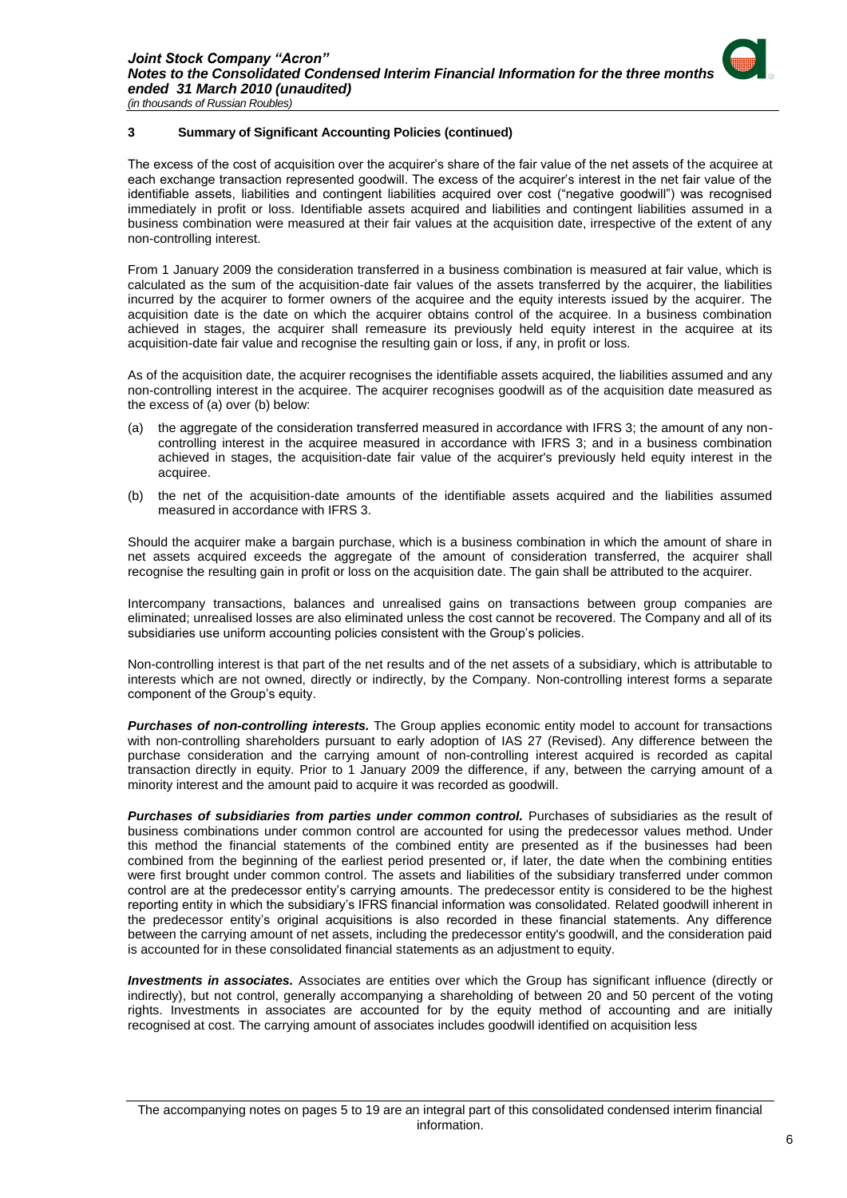## 3 Summary of Significant Accounting Policies (continued)

The excess of the cost of acquisition over the acquirer's share of the fair value of the net assets of the acquiree at each exchange transaction represented goodwill. The excess of the acquirer's interest in the net fair value of the identifiable assets, liabilities and contingent liabilities acquired over cost ("negative goodwill") was recognised immediately in profit or loss. Identifiable assets acquired and liabilities and contingent liabilities assumed in a business combination were measured at their fair values at the acquisition date, irrespective of the extent of any non-controlling interest.

From 1 January 2009 the consideration transferred in a business combination is measured at fair value, which is calculated as the sum of the acquisition-date fair values of the assets transferred by the acquirer, the liabilities incurred by the acquirer to former owners of the acquiree and the equity interests issued by the acquirer. The acquisition date is the date on which the acquirer obtains control of the acquiree. In a business combination achieved in stages, the acquirer shall remeasure its previously held equity interest in the acquiree at its acquisition-date fair value and recognise the resulting gain or loss, if any, in profit or loss.

As of the acquisition date, the acquirer recognises the identifiable assets acquired, the liabilities assumed and any non-controlling interest in the acquiree. The acquirer recognises goodwill as of the acquisition date measured as the excess of (a) over (b) below:

(a) the aggregate of the consideration transferred measured in accordance with IFRS 3; the amount of any non-controlling interest in the acquiree measured in accordance with IFRS 3; and in a business combination achieved in stages, the acquisition-date fair value of the acquirer's previously held equity interest in the acquiree.

(b) the net of the acquisition-date amounts of the identifiable assets acquired and the liabilities assumed measured in accordance with IFRS 3.

Should the acquirer make a bargain purchase, which is a business combination in which the amount of share in net assets acquired exceeds the aggregate of the amount of consideration transferred, the acquirer shall recognise the resulting gain in profit or loss on the acquisition date. The gain shall be attributed to the acquirer.

Intercompany transactions, balances and unrealised gains on transactions between group companies are eliminated; unrealised losses are also eliminated unless the cost cannot be recovered. The Company and all of its subsidiaries use uniform accounting policies consistent with the Group's policies.

Non-controlling interest is that part of the net results and of the net assets of a subsidiary, which is attributable to interests which are not owned, directly or indirectly, by the Company. Non-controlling interest forms a separate component of the Group's equity.

***Purchases of non-controlling interests.*** The Group applies economic entity model to account for transactions with non-controlling shareholders pursuant to early adoption of IAS 27 (Revised). Any difference between the purchase consideration and the carrying amount of non-controlling interest acquired is recorded as capital transaction directly in equity. Prior to 1 January 2009 the difference, if any, between the carrying amount of a minority interest and the amount paid to acquire it was recorded as goodwill.

***Purchases of subsidiaries from parties under common control.*** Purchases of subsidiaries as the result of business combinations under common control are accounted for using the predecessor values method. Under this method the financial statements of the combined entity are presented as if the businesses had been combined from the beginning of the earliest period presented or, if later, the date when the combining entities were first brought under common control. The assets and liabilities of the subsidiary transferred under common control are at the predecessor entity's carrying amounts. The predecessor entity is considered to be the highest reporting entity in which the subsidiary's IFRS financial information was consolidated. Related goodwill inherent in the predecessor entity's original acquisitions is also recorded in these financial statements. Any difference between the carrying amount of net assets, including the predecessor entity's goodwill, and the consideration paid is accounted for in these consolidated financial statements as an adjustment to equity.

***Investments in associates.*** Associates are entities over which the Group has significant influence (directly or indirectly), but not control, generally accompanying a shareholding of between 20 and 50 percent of the voting rights. Investments in associates are accounted for by the equity method of accounting and are initially recognised at cost. The carrying amount of associates includes goodwill identified on acquisition less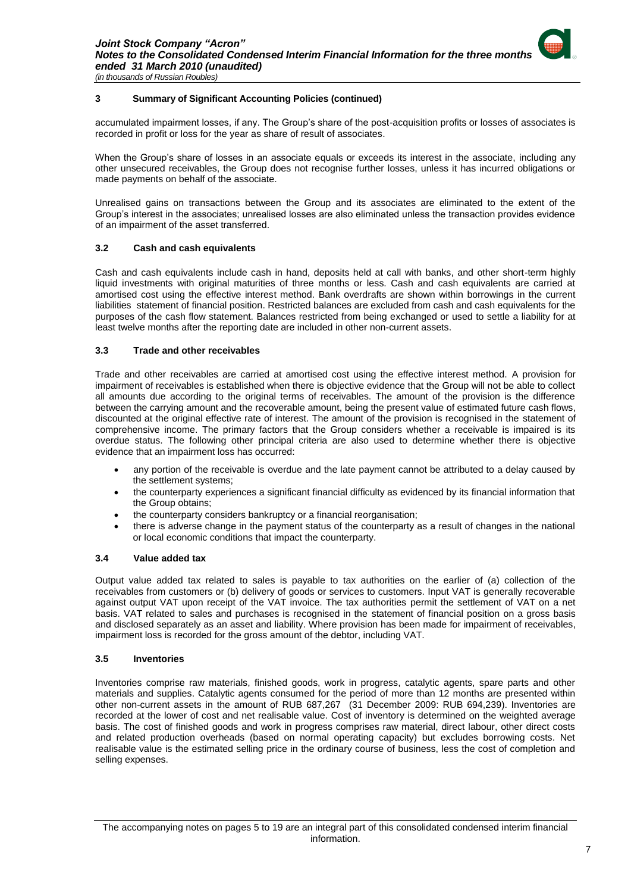## 3 Summary of Significant Accounting Policies (continued)

accumulated impairment losses, if any. The Group's share of the post-acquisition profits or losses of associates is recorded in profit or loss for the year as share of result of associates.

When the Group's share of losses in an associate equals or exceeds its interest in the associate, including any other unsecured receivables, the Group does not recognise further losses, unless it has incurred obligations or made payments on behalf of the associate.

Unrealised gains on transactions between the Group and its associates are eliminated to the extent of the Group's interest in the associates; unrealised losses are also eliminated unless the transaction provides evidence of an impairment of the asset transferred.

### 3.2 Cash and cash equivalents

Cash and cash equivalents include cash in hand, deposits held at call with banks, and other short-term highly liquid investments with original maturities of three months or less. Cash and cash equivalents are carried at amortised cost using the effective interest method. Bank overdrafts are shown within borrowings in the current liabilities statement of financial position. Restricted balances are excluded from cash and cash equivalents for the purposes of the cash flow statement. Balances restricted from being exchanged or used to settle a liability for at least twelve months after the reporting date are included in other non-current assets.

### 3.3 Trade and other receivables

Trade and other receivables are carried at amortised cost using the effective interest method. A provision for impairment of receivables is established when there is objective evidence that the Group will not be able to collect all amounts due according to the original terms of receivables. The amount of the provision is the difference between the carrying amount and the recoverable amount, being the present value of estimated future cash flows, discounted at the original effective rate of interest. The amount of the provision is recognised in the statement of comprehensive income. The primary factors that the Group considers whether a receivable is impaired is its overdue status. The following other principal criteria are also used to determine whether there is objective evidence that an impairment loss has occurred:

- any portion of the receivable is overdue and the late payment cannot be attributed to a delay caused by the settlement systems;
- the counterparty experiences a significant financial difficulty as evidenced by its financial information that the Group obtains;
- the counterparty considers bankruptcy or a financial reorganisation;
- there is adverse change in the payment status of the counterparty as a result of changes in the national or local economic conditions that impact the counterparty.

### 3.4 Value added tax

Output value added tax related to sales is payable to tax authorities on the earlier of (a) collection of the receivables from customers or (b) delivery of goods or services to customers. Input VAT is generally recoverable against output VAT upon receipt of the VAT invoice. The tax authorities permit the settlement of VAT on a net basis. VAT related to sales and purchases is recognised in the statement of financial position on a gross basis and disclosed separately as an asset and liability. Where provision has been made for impairment of receivables, impairment loss is recorded for the gross amount of the debtor, including VAT.

### 3.5 Inventories

Inventories comprise raw materials, finished goods, work in progress, catalytic agents, spare parts and other materials and supplies. Catalytic agents consumed for the period of more than 12 months are presented within other non-current assets in the amount of RUB 687,267 (31 December 2009: RUB 694,239). Inventories are recorded at the lower of cost and net realisable value. Cost of inventory is determined on the weighted average basis. The cost of finished goods and work in progress comprises raw material, direct labour, other direct costs and related production overheads (based on normal operating capacity) but excludes borrowing costs. Net realisable value is the estimated selling price in the ordinary course of business, less the cost of completion and selling expenses.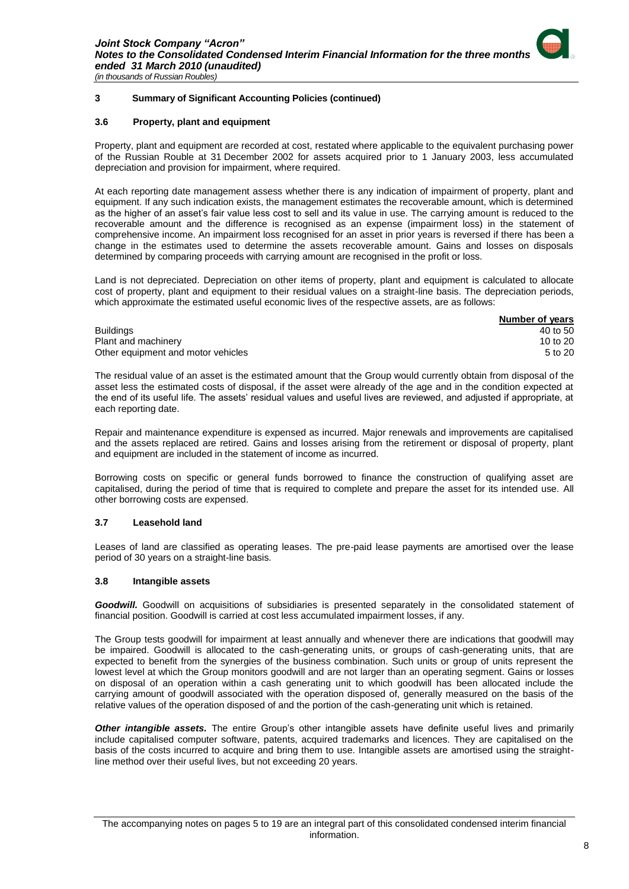## 3 Summary of Significant Accounting Policies (continued)

### 3.6 Property, plant and equipment

Property, plant and equipment are recorded at cost, restated where applicable to the equivalent purchasing power of the Russian Rouble at 31 December 2002 for assets acquired prior to 1 January 2003, less accumulated depreciation and provision for impairment, where required.

At each reporting date management assess whether there is any indication of impairment of property, plant and equipment. If any such indication exists, the management estimates the recoverable amount, which is determined as the higher of an asset's fair value less cost to sell and its value in use. The carrying amount is reduced to the recoverable amount and the difference is recognised as an expense (impairment loss) in the statement of comprehensive income. An impairment loss recognised for an asset in prior years is reversed if there has been a change in the estimates used to determine the assets recoverable amount. Gains and losses on disposals determined by comparing proceeds with carrying amount are recognised in the profit or loss.

Land is not depreciated. Depreciation on other items of property, plant and equipment is calculated to allocate cost of property, plant and equipment to their residual values on a straight-line basis. The depreciation periods, which approximate the estimated useful economic lives of the respective assets, are as follows:

| | Number of years |
|---|---|
| Buildings | 40 to 50 |
| Plant and machinery | 10 to 20 |
| Other equipment and motor vehicles | 5 to 20 |

The residual value of an asset is the estimated amount that the Group would currently obtain from disposal of the asset less the estimated costs of disposal, if the asset were already of the age and in the condition expected at the end of its useful life. The assets' residual values and useful lives are reviewed, and adjusted if appropriate, at each reporting date.

Repair and maintenance expenditure is expensed as incurred. Major renewals and improvements are capitalised and the assets replaced are retired. Gains and losses arising from the retirement or disposal of property, plant and equipment are included in the statement of income as incurred.

Borrowing costs on specific or general funds borrowed to finance the construction of qualifying asset are capitalised, during the period of time that is required to complete and prepare the asset for its intended use. All other borrowing costs are expensed.

### 3.7 Leasehold land

Leases of land are classified as operating leases. The pre-paid lease payments are amortised over the lease period of 30 years on a straight-line basis.

### 3.8 Intangible assets

***Goodwill.*** Goodwill on acquisitions of subsidiaries is presented separately in the consolidated statement of financial position. Goodwill is carried at cost less accumulated impairment losses, if any.

The Group tests goodwill for impairment at least annually and whenever there are indications that goodwill may be impaired. Goodwill is allocated to the cash-generating units, or groups of cash-generating units, that are expected to benefit from the synergies of the business combination. Such units or group of units represent the lowest level at which the Group monitors goodwill and are not larger than an operating segment. Gains or losses on disposal of an operation within a cash generating unit to which goodwill has been allocated include the carrying amount of goodwill associated with the operation disposed of, generally measured on the basis of the relative values of the operation disposed of and the portion of the cash-generating unit which is retained.

***Other intangible assets.*** The entire Group's other intangible assets have definite useful lives and primarily include capitalised computer software, patents, acquired trademarks and licences. They are capitalised on the basis of the costs incurred to acquire and bring them to use. Intangible assets are amortised using the straight-line method over their useful lives, but not exceeding 20 years.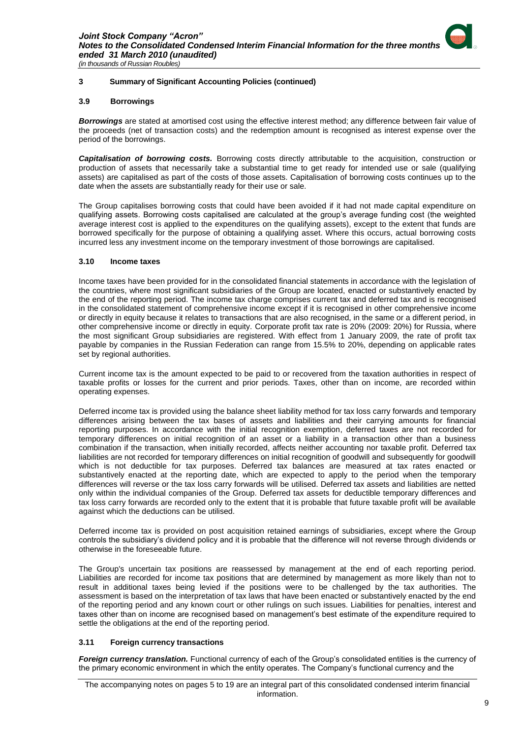## 3 Summary of Significant Accounting Policies (continued)

### 3.9 Borrowings

***Borrowings*** are stated at amortised cost using the effective interest method; any difference between fair value of the proceeds (net of transaction costs) and the redemption amount is recognised as interest expense over the period of the borrowings.

***Capitalisation of borrowing costs.*** Borrowing costs directly attributable to the acquisition, construction or production of assets that necessarily take a substantial time to get ready for intended use or sale (qualifying assets) are capitalised as part of the costs of those assets. Capitalisation of borrowing costs continues up to the date when the assets are substantially ready for their use or sale.

The Group capitalises borrowing costs that could have been avoided if it had not made capital expenditure on qualifying assets. Borrowing costs capitalised are calculated at the group's average funding cost (the weighted average interest cost is applied to the expenditures on the qualifying assets), except to the extent that funds are borrowed specifically for the purpose of obtaining a qualifying asset. Where this occurs, actual borrowing costs incurred less any investment income on the temporary investment of those borrowings are capitalised.

### 3.10 Income taxes

Income taxes have been provided for in the consolidated financial statements in accordance with the legislation of the countries, where most significant subsidiaries of the Group are located, enacted or substantively enacted by the end of the reporting period. The income tax charge comprises current tax and deferred tax and is recognised in the consolidated statement of comprehensive income except if it is recognised in other comprehensive income or directly in equity because it relates to transactions that are also recognised, in the same or a different period, in other comprehensive income or directly in equity. Corporate profit tax rate is 20% (2009: 20%) for Russia, where the most significant Group subsidiaries are registered. With effect from 1 January 2009, the rate of profit tax payable by companies in the Russian Federation can range from 15.5% to 20%, depending on applicable rates set by regional authorities.

Current income tax is the amount expected to be paid to or recovered from the taxation authorities in respect of taxable profits or losses for the current and prior periods. Taxes, other than on income, are recorded within operating expenses.

Deferred income tax is provided using the balance sheet liability method for tax loss carry forwards and temporary differences arising between the tax bases of assets and liabilities and their carrying amounts for financial reporting purposes. In accordance with the initial recognition exemption, deferred taxes are not recorded for temporary differences on initial recognition of an asset or a liability in a transaction other than a business combination if the transaction, when initially recorded, affects neither accounting nor taxable profit. Deferred tax liabilities are not recorded for temporary differences on initial recognition of goodwill and subsequently for goodwill which is not deductible for tax purposes. Deferred tax balances are measured at tax rates enacted or substantively enacted at the reporting date, which are expected to apply to the period when the temporary differences will reverse or the tax loss carry forwards will be utilised. Deferred tax assets and liabilities are netted only within the individual companies of the Group. Deferred tax assets for deductible temporary differences and tax loss carry forwards are recorded only to the extent that it is probable that future taxable profit will be available against which the deductions can be utilised.

Deferred income tax is provided on post acquisition retained earnings of subsidiaries, except where the Group controls the subsidiary's dividend policy and it is probable that the difference will not reverse through dividends or otherwise in the foreseeable future.

The Group's uncertain tax positions are reassessed by management at the end of each reporting period. Liabilities are recorded for income tax positions that are determined by management as more likely than not to result in additional taxes being levied if the positions were to be challenged by the tax authorities. The assessment is based on the interpretation of tax laws that have been enacted or substantively enacted by the end of the reporting period and any known court or other rulings on such issues. Liabilities for penalties, interest and taxes other than on income are recognised based on management's best estimate of the expenditure required to settle the obligations at the end of the reporting period.

### 3.11 Foreign currency transactions

***Foreign currency translation.*** Functional currency of each of the Group's consolidated entities is the currency of the primary economic environment in which the entity operates. The Company's functional currency and the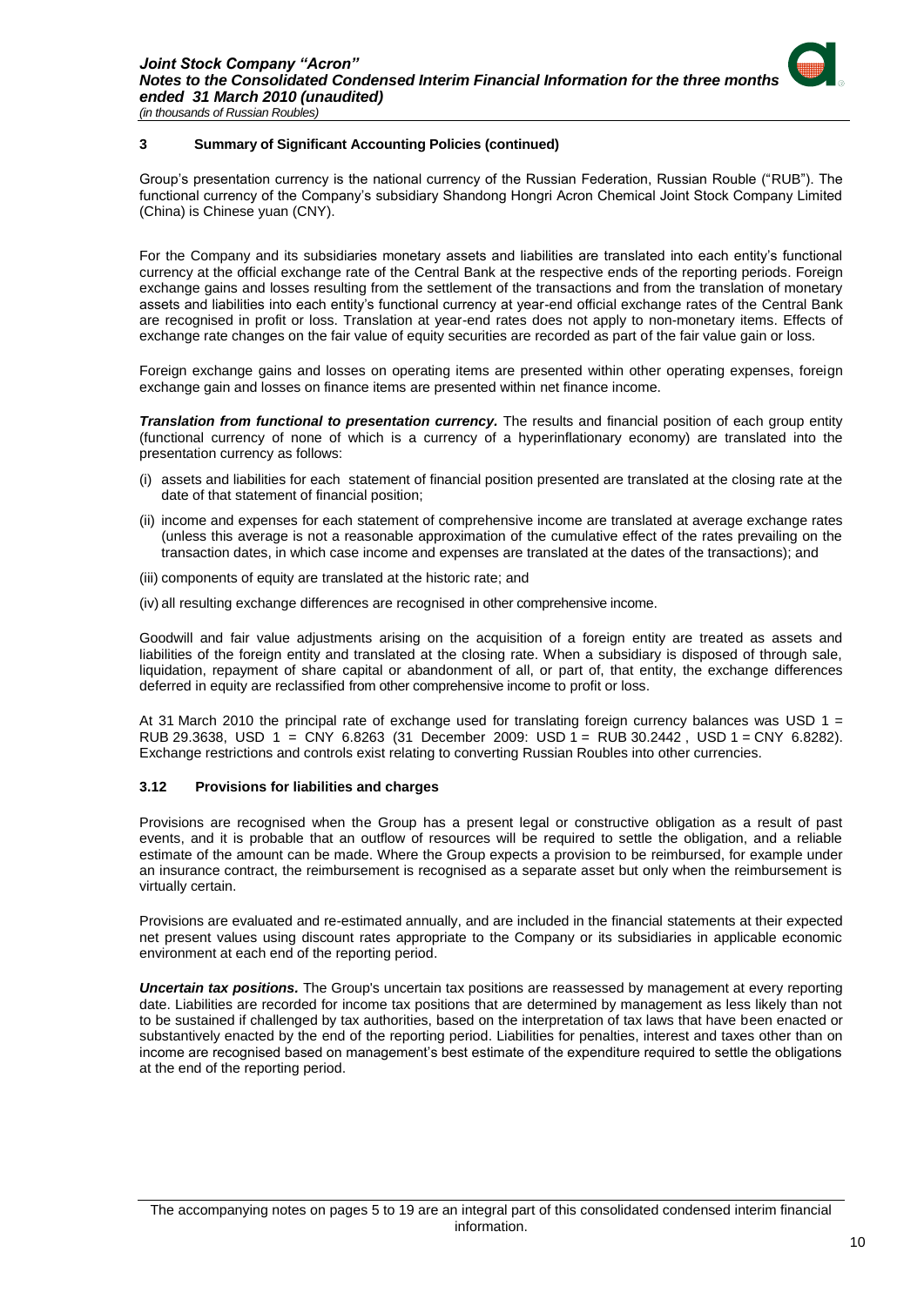## 3 Summary of Significant Accounting Policies (continued)

Group's presentation currency is the national currency of the Russian Federation, Russian Rouble ("RUB"). The functional currency of the Company's subsidiary Shandong Hongri Acron Chemical Joint Stock Company Limited (China) is Chinese yuan (CNY).

For the Company and its subsidiaries monetary assets and liabilities are translated into each entity's functional currency at the official exchange rate of the Central Bank at the respective ends of the reporting periods. Foreign exchange gains and losses resulting from the settlement of the transactions and from the translation of monetary assets and liabilities into each entity's functional currency at year-end official exchange rates of the Central Bank are recognised in profit or loss. Translation at year-end rates does not apply to non-monetary items. Effects of exchange rate changes on the fair value of equity securities are recorded as part of the fair value gain or loss.

Foreign exchange gains and losses on operating items are presented within other operating expenses, foreign exchange gain and losses on finance items are presented within net finance income.

***Translation from functional to presentation currency.*** The results and financial position of each group entity (functional currency of none of which is a currency of a hyperinflationary economy) are translated into the presentation currency as follows:

(i) assets and liabilities for each statement of financial position presented are translated at the closing rate at the date of that statement of financial position;

(ii) income and expenses for each statement of comprehensive income are translated at average exchange rates (unless this average is not a reasonable approximation of the cumulative effect of the rates prevailing on the transaction dates, in which case income and expenses are translated at the dates of the transactions); and

(iii) components of equity are translated at the historic rate; and

(iv) all resulting exchange differences are recognised in other comprehensive income.

Goodwill and fair value adjustments arising on the acquisition of a foreign entity are treated as assets and liabilities of the foreign entity and translated at the closing rate. When a subsidiary is disposed of through sale, liquidation, repayment of share capital or abandonment of all, or part of, that entity, the exchange differences deferred in equity are reclassified from other comprehensive income to profit or loss.

At 31 March 2010 the principal rate of exchange used for translating foreign currency balances was USD 1 = RUB 29.3638, USD 1 = CNY 6.8263 (31 December 2009: USD 1 = RUB 30.2442 , USD 1 = CNY 6.8282). Exchange restrictions and controls exist relating to converting Russian Roubles into other currencies.

### 3.12 Provisions for liabilities and charges

Provisions are recognised when the Group has a present legal or constructive obligation as a result of past events, and it is probable that an outflow of resources will be required to settle the obligation, and a reliable estimate of the amount can be made. Where the Group expects a provision to be reimbursed, for example under an insurance contract, the reimbursement is recognised as a separate asset but only when the reimbursement is virtually certain.

Provisions are evaluated and re-estimated annually, and are included in the financial statements at their expected net present values using discount rates appropriate to the Company or its subsidiaries in applicable economic environment at each end of the reporting period.

***Uncertain tax positions.*** The Group's uncertain tax positions are reassessed by management at every reporting date. Liabilities are recorded for income tax positions that are determined by management as less likely than not to be sustained if challenged by tax authorities, based on the interpretation of tax laws that have been enacted or substantively enacted by the end of the reporting period. Liabilities for penalties, interest and taxes other than on income are recognised based on management's best estimate of the expenditure required to settle the obligations at the end of the reporting period.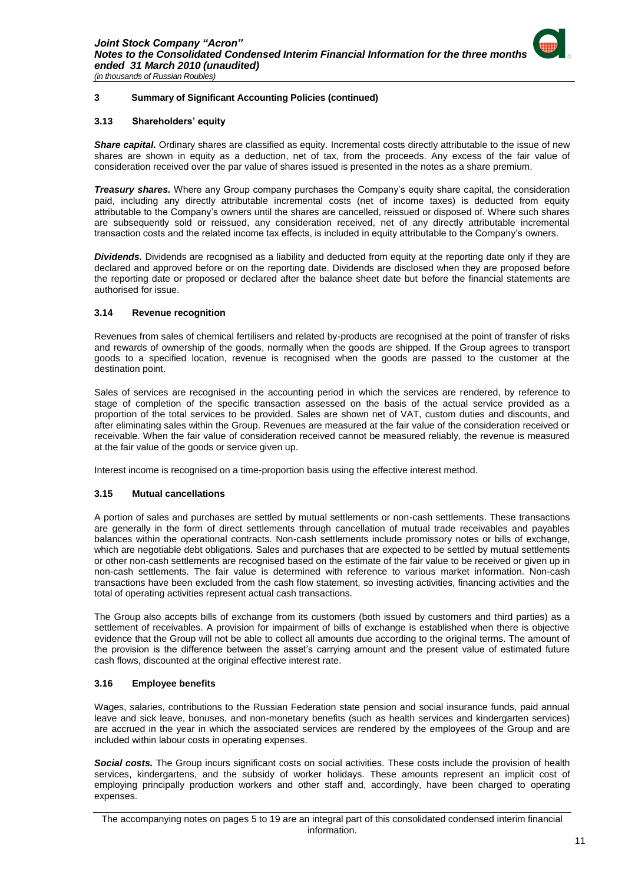## 3 Summary of Significant Accounting Policies (continued)

### 3.13 Shareholders' equity

***Share capital.*** Ordinary shares are classified as equity. Incremental costs directly attributable to the issue of new shares are shown in equity as a deduction, net of tax, from the proceeds. Any excess of the fair value of consideration received over the par value of shares issued is presented in the notes as a share premium.

***Treasury shares.*** Where any Group company purchases the Company's equity share capital, the consideration paid, including any directly attributable incremental costs (net of income taxes) is deducted from equity attributable to the Company's owners until the shares are cancelled, reissued or disposed of. Where such shares are subsequently sold or reissued, any consideration received, net of any directly attributable incremental transaction costs and the related income tax effects, is included in equity attributable to the Company's owners.

***Dividends.*** Dividends are recognised as a liability and deducted from equity at the reporting date only if they are declared and approved before or on the reporting date. Dividends are disclosed when they are proposed before the reporting date or proposed or declared after the balance sheet date but before the financial statements are authorised for issue.

### 3.14 Revenue recognition

Revenues from sales of chemical fertilisers and related by-products are recognised at the point of transfer of risks and rewards of ownership of the goods, normally when the goods are shipped. If the Group agrees to transport goods to a specified location, revenue is recognised when the goods are passed to the customer at the destination point.

Sales of services are recognised in the accounting period in which the services are rendered, by reference to stage of completion of the specific transaction assessed on the basis of the actual service provided as a proportion of the total services to be provided. Sales are shown net of VAT, custom duties and discounts, and after eliminating sales within the Group. Revenues are measured at the fair value of the consideration received or receivable. When the fair value of consideration received cannot be measured reliably, the revenue is measured at the fair value of the goods or service given up.

Interest income is recognised on a time-proportion basis using the effective interest method.

### 3.15 Mutual cancellations

A portion of sales and purchases are settled by mutual settlements or non-cash settlements. These transactions are generally in the form of direct settlements through cancellation of mutual trade receivables and payables balances within the operational contracts. Non-cash settlements include promissory notes or bills of exchange, which are negotiable debt obligations. Sales and purchases that are expected to be settled by mutual settlements or other non-cash settlements are recognised based on the estimate of the fair value to be received or given up in non-cash settlements. The fair value is determined with reference to various market information. Non-cash transactions have been excluded from the cash flow statement, so investing activities, financing activities and the total of operating activities represent actual cash transactions.

The Group also accepts bills of exchange from its customers (both issued by customers and third parties) as a settlement of receivables. A provision for impairment of bills of exchange is established when there is objective evidence that the Group will not be able to collect all amounts due according to the original terms. The amount of the provision is the difference between the asset's carrying amount and the present value of estimated future cash flows, discounted at the original effective interest rate.

### 3.16 Employee benefits

Wages, salaries, contributions to the Russian Federation state pension and social insurance funds, paid annual leave and sick leave, bonuses, and non-monetary benefits (such as health services and kindergarten services) are accrued in the year in which the associated services are rendered by the employees of the Group and are included within labour costs in operating expenses.

***Social costs.*** The Group incurs significant costs on social activities. These costs include the provision of health services, kindergartens, and the subsidy of worker holidays. These amounts represent an implicit cost of employing principally production workers and other staff and, accordingly, have been charged to operating expenses.

The accompanying notes on pages 5 to 19 are an integral part of this consolidated condensed interim financial information.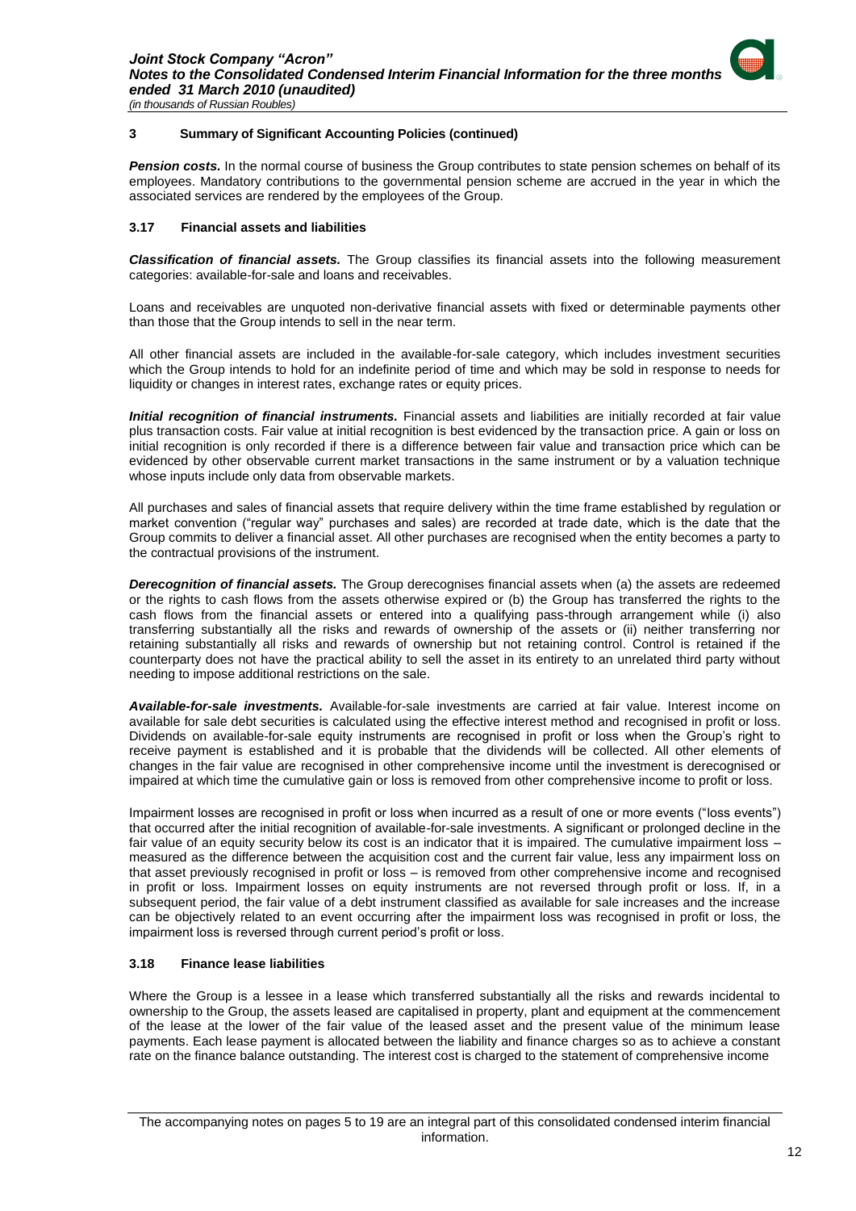## 3 Summary of Significant Accounting Policies (continued)

***Pension costs.*** In the normal course of business the Group contributes to state pension schemes on behalf of its employees. Mandatory contributions to the governmental pension scheme are accrued in the year in which the associated services are rendered by the employees of the Group.

### 3.17 Financial assets and liabilities

***Classification of financial assets.*** The Group classifies its financial assets into the following measurement categories: available-for-sale and loans and receivables.

Loans and receivables are unquoted non-derivative financial assets with fixed or determinable payments other than those that the Group intends to sell in the near term.

All other financial assets are included in the available-for-sale category, which includes investment securities which the Group intends to hold for an indefinite period of time and which may be sold in response to needs for liquidity or changes in interest rates, exchange rates or equity prices.

***Initial recognition of financial instruments.*** Financial assets and liabilities are initially recorded at fair value plus transaction costs. Fair value at initial recognition is best evidenced by the transaction price. A gain or loss on initial recognition is only recorded if there is a difference between fair value and transaction price which can be evidenced by other observable current market transactions in the same instrument or by a valuation technique whose inputs include only data from observable markets.

All purchases and sales of financial assets that require delivery within the time frame established by regulation or market convention ("regular way" purchases and sales) are recorded at trade date, which is the date that the Group commits to deliver a financial asset. All other purchases are recognised when the entity becomes a party to the contractual provisions of the instrument.

***Derecognition of financial assets.*** The Group derecognises financial assets when (a) the assets are redeemed or the rights to cash flows from the assets otherwise expired or (b) the Group has transferred the rights to the cash flows from the financial assets or entered into a qualifying pass-through arrangement while (i) also transferring substantially all the risks and rewards of ownership of the assets or (ii) neither transferring nor retaining substantially all risks and rewards of ownership but not retaining control. Control is retained if the counterparty does not have the practical ability to sell the asset in its entirety to an unrelated third party without needing to impose additional restrictions on the sale.

***Available-for-sale investments.*** Available-for-sale investments are carried at fair value. Interest income on available for sale debt securities is calculated using the effective interest method and recognised in profit or loss. Dividends on available-for-sale equity instruments are recognised in profit or loss when the Group's right to receive payment is established and it is probable that the dividends will be collected. All other elements of changes in the fair value are recognised in other comprehensive income until the investment is derecognised or impaired at which time the cumulative gain or loss is removed from other comprehensive income to profit or loss.

Impairment losses are recognised in profit or loss when incurred as a result of one or more events ("loss events") that occurred after the initial recognition of available-for-sale investments. A significant or prolonged decline in the fair value of an equity security below its cost is an indicator that it is impaired. The cumulative impairment loss – measured as the difference between the acquisition cost and the current fair value, less any impairment loss on that asset previously recognised in profit or loss – is removed from other comprehensive income and recognised in profit or loss. Impairment losses on equity instruments are not reversed through profit or loss. If, in a subsequent period, the fair value of a debt instrument classified as available for sale increases and the increase can be objectively related to an event occurring after the impairment loss was recognised in profit or loss, the impairment loss is reversed through current period's profit or loss.

### 3.18 Finance lease liabilities

Where the Group is a lessee in a lease which transferred substantially all the risks and rewards incidental to ownership to the Group, the assets leased are capitalised in property, plant and equipment at the commencement of the lease at the lower of the fair value of the leased asset and the present value of the minimum lease payments. Each lease payment is allocated between the liability and finance charges so as to achieve a constant rate on the finance balance outstanding. The interest cost is charged to the statement of comprehensive income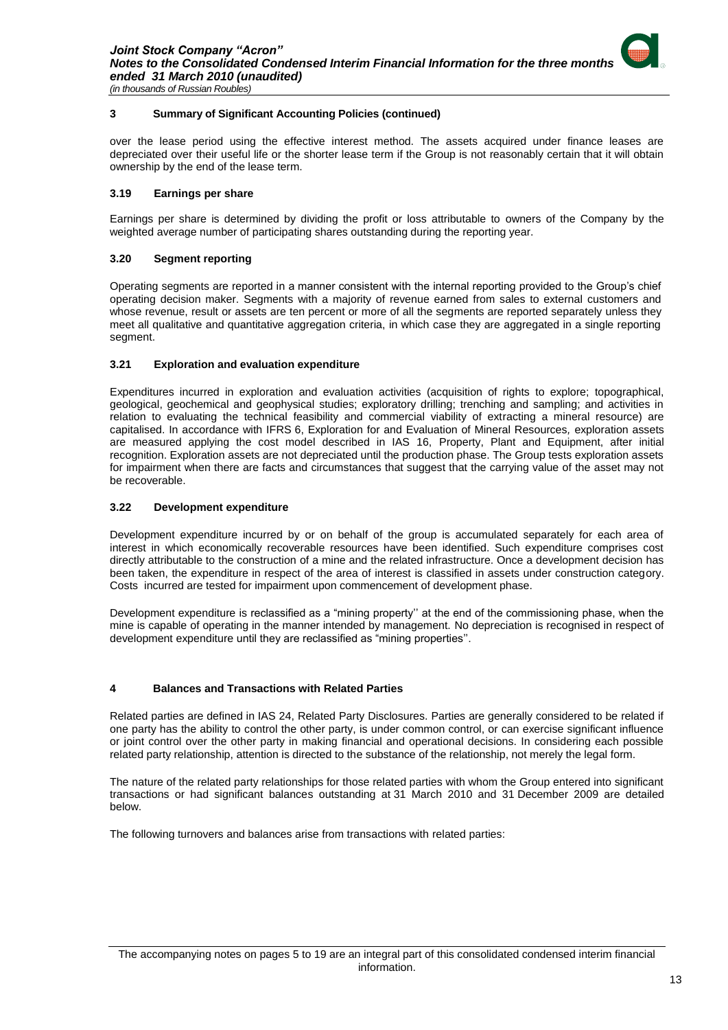## 3 Summary of Significant Accounting Policies (continued)

over the lease period using the effective interest method. The assets acquired under finance leases are depreciated over their useful life or the shorter lease term if the Group is not reasonably certain that it will obtain ownership by the end of the lease term.

### 3.19 Earnings per share

Earnings per share is determined by dividing the profit or loss attributable to owners of the Company by the weighted average number of participating shares outstanding during the reporting year.

### 3.20 Segment reporting

Operating segments are reported in a manner consistent with the internal reporting provided to the Group's chief operating decision maker. Segments with a majority of revenue earned from sales to external customers and whose revenue, result or assets are ten percent or more of all the segments are reported separately unless they meet all qualitative and quantitative aggregation criteria, in which case they are aggregated in a single reporting segment.

### 3.21 Exploration and evaluation expenditure

Expenditures incurred in exploration and evaluation activities (acquisition of rights to explore; topographical, geological, geochemical and geophysical studies; exploratory drilling; trenching and sampling; and activities in relation to evaluating the technical feasibility and commercial viability of extracting a mineral resource) are capitalised. In accordance with IFRS 6, Exploration for and Evaluation of Mineral Resources, exploration assets are measured applying the cost model described in IAS 16, Property, Plant and Equipment, after initial recognition. Exploration assets are not depreciated until the production phase. The Group tests exploration assets for impairment when there are facts and circumstances that suggest that the carrying value of the asset may not be recoverable.

### 3.22 Development expenditure

Development expenditure incurred by or on behalf of the group is accumulated separately for each area of interest in which economically recoverable resources have been identified. Such expenditure comprises cost directly attributable to the construction of a mine and the related infrastructure. Once a development decision has been taken, the expenditure in respect of the area of interest is classified in assets under construction category. Costs incurred are tested for impairment upon commencement of development phase.

Development expenditure is reclassified as a "mining property'' at the end of the commissioning phase, when the mine is capable of operating in the manner intended by management. No depreciation is recognised in respect of development expenditure until they are reclassified as "mining properties''.

## 4 Balances and Transactions with Related Parties

Related parties are defined in IAS 24, Related Party Disclosures. Parties are generally considered to be related if one party has the ability to control the other party, is under common control, or can exercise significant influence or joint control over the other party in making financial and operational decisions. In considering each possible related party relationship, attention is directed to the substance of the relationship, not merely the legal form.

The nature of the related party relationships for those related parties with whom the Group entered into significant transactions or had significant balances outstanding at 31 March 2010 and 31 December 2009 are detailed below.

The following turnovers and balances arise from transactions with related parties: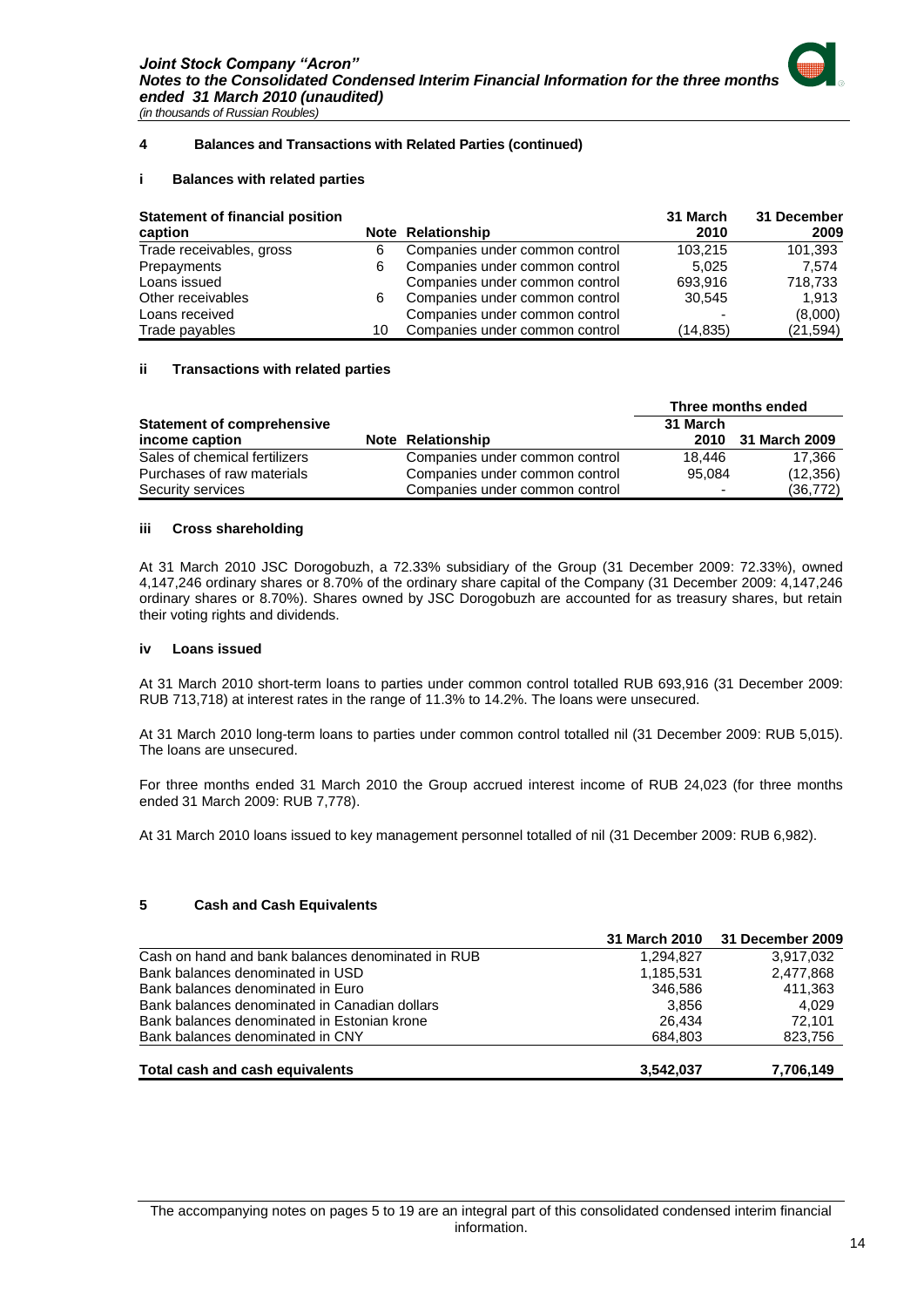## 4 Balances and Transactions with Related Parties (continued)

### i Balances with related parties

| Statement of financial position caption | Note | Relationship | 31 March 2010 | 31 December 2009 |
|---|---|---|---|---|
| Trade receivables, gross | 6 | Companies under common control | 103,215 | 101,393 |
| Prepayments | 6 | Companies under common control | 5,025 | 7,574 |
| Loans issued | | Companies under common control | 693,916 | 718,733 |
| Other receivables | 6 | Companies under common control | 30,545 | 1,913 |
| Loans received | | Companies under common control | - | (8,000) |
| Trade payables | 10 | Companies under common control | (14,835) | (21,594) |

### ii Transactions with related parties

| Statement of comprehensive income caption | Note | Relationship | Three months ended 31 March 2010 | 31 March 2009 |
|---|---|---|---|---|
| Sales of chemical fertilizers | | Companies under common control | 18,446 | 17,366 |
| Purchases of raw materials | | Companies under common control | 95,084 | (12,356) |
| Security services | | Companies under common control | - | (36,772) |

### iii Cross shareholding

At 31 March 2010 JSC Dorogobuzh, a 72.33% subsidiary of the Group (31 December 2009: 72.33%), owned 4,147,246 ordinary shares or 8.70% of the ordinary share capital of the Company (31 December 2009: 4,147,246 ordinary shares or 8.70%). Shares owned by JSC Dorogobuzh are accounted for as treasury shares, but retain their voting rights and dividends.

### iv Loans issued

At 31 March 2010 short-term loans to parties under common control totalled RUB 693,916 (31 December 2009: RUB 713,718) at interest rates in the range of 11.3% to 14.2%. The loans were unsecured.

At 31 March 2010 long-term loans to parties under common control totalled nil (31 December 2009: RUB 5,015). The loans are unsecured.

For three months ended 31 March 2010 the Group accrued interest income of RUB 24,023 (for three months ended 31 March 2009: RUB 7,778).

At 31 March 2010 loans issued to key management personnel totalled of nil (31 December 2009: RUB 6,982).

## 5 Cash and Cash Equivalents

| | 31 March 2010 | 31 December 2009 |
|---|---|---|
| Cash on hand and bank balances denominated in RUB | 1,294,827 | 3,917,032 |
| Bank balances denominated in USD | 1,185,531 | 2,477,868 |
| Bank balances denominated in Euro | 346,586 | 411,363 |
| Bank balances denominated in Canadian dollars | 3,856 | 4,029 |
| Bank balances denominated in Estonian krone | 26,434 | 72,101 |
| Bank balances denominated in CNY | 684,803 | 823,756 |
| **Total cash and cash equivalents** | **3,542,037** | **7,706,149** |

The accompanying notes on pages 5 to 19 are an integral part of this consolidated condensed interim financial information.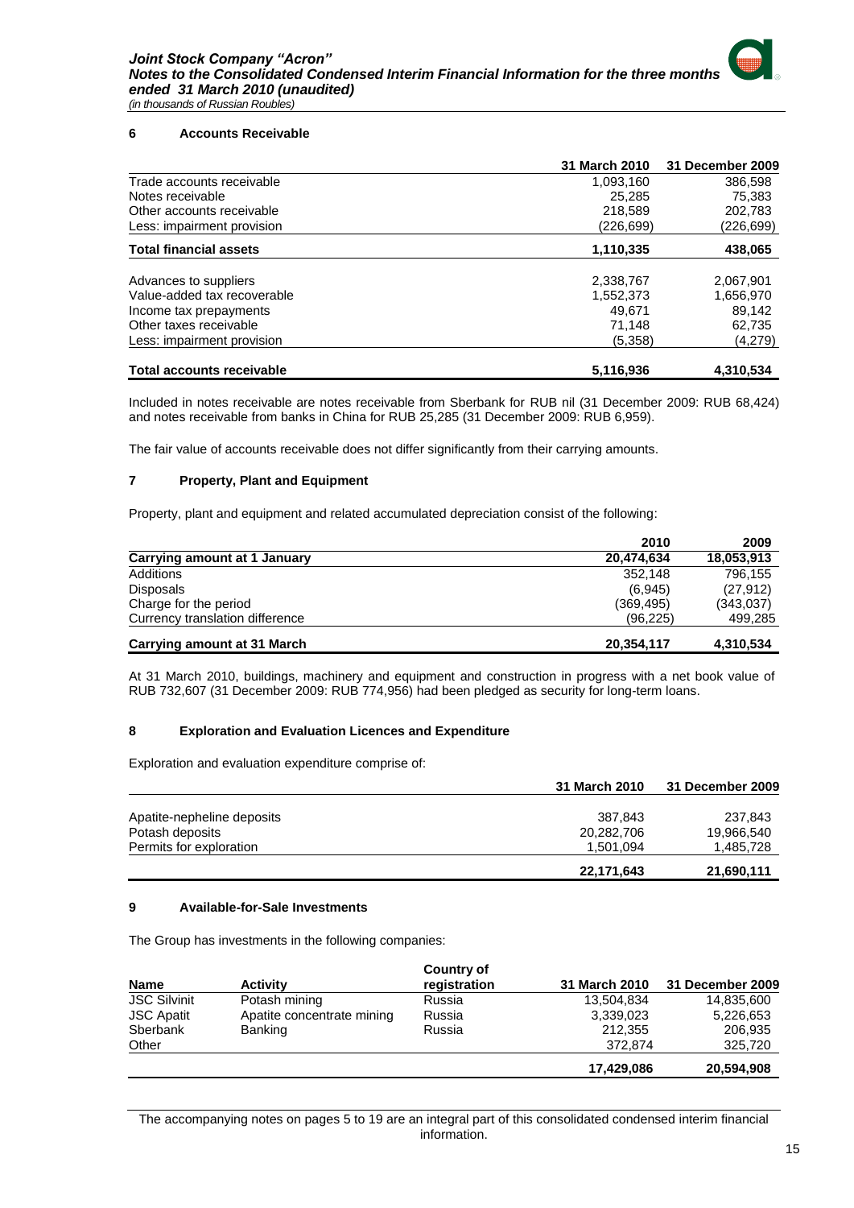## 6 Accounts Receivable

| | 31 March 2010 | 31 December 2009 |
|---|---|---|
| Trade accounts receivable | 1,093,160 | 386,598 |
| Notes receivable | 25,285 | 75,383 |
| Other accounts receivable | 218,589 | 202,783 |
| Less: impairment provision | (226,699) | (226,699) |
| **Total financial assets** | **1,110,335** | **438,065** |
| Advances to suppliers | 2,338,767 | 2,067,901 |
| Value-added tax recoverable | 1,552,373 | 1,656,970 |
| Income tax prepayments | 49,671 | 89,142 |
| Other taxes receivable | 71,148 | 62,735 |
| Less: impairment provision | (5,358) | (4,279) |
| **Total accounts receivable** | **5,116,936** | **4,310,534** |

Included in notes receivable are notes receivable from Sberbank for RUB nil (31 December 2009: RUB 68,424) and notes receivable from banks in China for RUB 25,285 (31 December 2009: RUB 6,959).

The fair value of accounts receivable does not differ significantly from their carrying amounts.

## 7 Property, Plant and Equipment

Property, plant and equipment and related accumulated depreciation consist of the following:

| | 2010 | 2009 |
|---|---|---|
| **Carrying amount at 1 January** | **20,474,634** | **18,053,913** |
| Additions | 352,148 | 796,155 |
| Disposals | (6,945) | (27,912) |
| Charge for the period | (369,495) | (343,037) |
| Currency translation difference | (96,225) | 499,285 |
| **Carrying amount at 31 March** | **20,354,117** | **4,310,534** |

At 31 March 2010, buildings, machinery and equipment and construction in progress with a net book value of RUB 732,607 (31 December 2009: RUB 774,956) had been pledged as security for long-term loans.

## 8 Exploration and Evaluation Licences and Expenditure

Exploration and evaluation expenditure comprise of:

| | 31 March 2010 | 31 December 2009 |
|---|---|---|
| Apatite-nepheline deposits | 387,843 | 237,843 |
| Potash deposits | 20,282,706 | 19,966,540 |
| Permits for exploration | 1,501,094 | 1,485,728 |
| | **22,171,643** | **21,690,111** |

## 9 Available-for-Sale Investments

The Group has investments in the following companies:

| Name | Activity | Country of registration | 31 March 2010 | 31 December 2009 |
|---|---|---|---|---|
| JSC Silvinit | Potash mining | Russia | 13,504,834 | 14,835,600 |
| JSC Apatit | Apatite concentrate mining | Russia | 3,339,023 | 5,226,653 |
| Sberbank | Banking | Russia | 212,355 | 206,935 |
| Other | | | 372,874 | 325,720 |
| | | | **17,429,086** | **20,594,908** |

The accompanying notes on pages 5 to 19 are an integral part of this consolidated condensed interim financial information.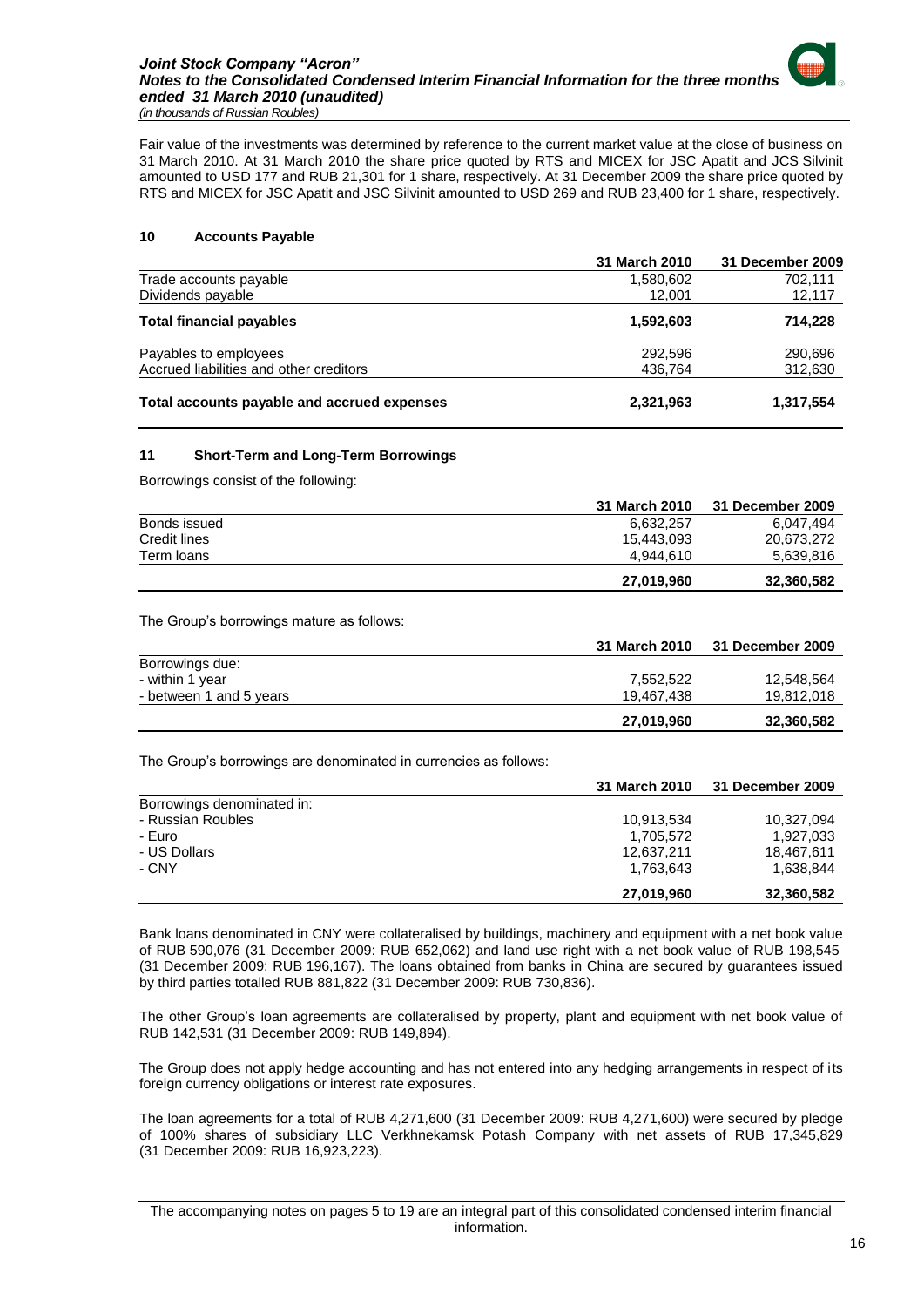Fair value of the investments was determined by reference to the current market value at the close of business on 31 March 2010. At 31 March 2010 the share price quoted by RTS and MICEX for JSC Apatit and JCS Silvinit amounted to USD 177 and RUB 21,301 for 1 share, respectively. At 31 December 2009 the share price quoted by RTS and MICEX for JSC Apatit and JSC Silvinit amounted to USD 269 and RUB 23,400 for 1 share, respectively.

## 10 Accounts Payable

| | 31 March 2010 | 31 December 2009 |
|---|---|---|
| Trade accounts payable | 1,580,602 | 702,111 |
| Dividends payable | 12,001 | 12,117 |
| **Total financial payables** | **1,592,603** | **714,228** |
| Payables to employees | 292,596 | 290,696 |
| Accrued liabilities and other creditors | 436,764 | 312,630 |
| **Total accounts payable and accrued expenses** | **2,321,963** | **1,317,554** |

## 11 Short-Term and Long-Term Borrowings

Borrowings consist of the following:

| | 31 March 2010 | 31 December 2009 |
|---|---|---|
| Bonds issued | 6,632,257 | 6,047,494 |
| Credit lines | 15,443,093 | 20,673,272 |
| Term loans | 4,944,610 | 5,639,816 |
| | **27,019,960** | **32,360,582** |

The Group's borrowings mature as follows:

| | 31 March 2010 | 31 December 2009 |
|---|---|---|
| Borrowings due: | | |
| - within 1 year | 7,552,522 | 12,548,564 |
| - between 1 and 5 years | 19,467,438 | 19,812,018 |
| | **27,019,960** | **32,360,582** |

The Group's borrowings are denominated in currencies as follows:

| | 31 March 2010 | 31 December 2009 |
|---|---|---|
| Borrowings denominated in: | | |
| - Russian Roubles | 10,913,534 | 10,327,094 |
| - Euro | 1,705,572 | 1,927,033 |
| - US Dollars | 12,637,211 | 18,467,611 |
| - CNY | 1,763,643 | 1,638,844 |
| | **27,019,960** | **32,360,582** |

Bank loans denominated in CNY were collateralised by buildings, machinery and equipment with a net book value of RUB 590,076 (31 December 2009: RUB 652,062) and land use right with a net book value of RUB 198,545 (31 December 2009: RUB 196,167). The loans obtained from banks in China are secured by guarantees issued by third parties totalled RUB 881,822 (31 December 2009: RUB 730,836).

The other Group's loan agreements are collateralised by property, plant and equipment with net book value of RUB 142,531 (31 December 2009: RUB 149,894).

The Group does not apply hedge accounting and has not entered into any hedging arrangements in respect of its foreign currency obligations or interest rate exposures.

The loan agreements for a total of RUB 4,271,600 (31 December 2009: RUB 4,271,600) were secured by pledge of 100% shares of subsidiary LLC Verkhnekamsk Potash Company with net assets of RUB 17,345,829 (31 December 2009: RUB 16,923,223).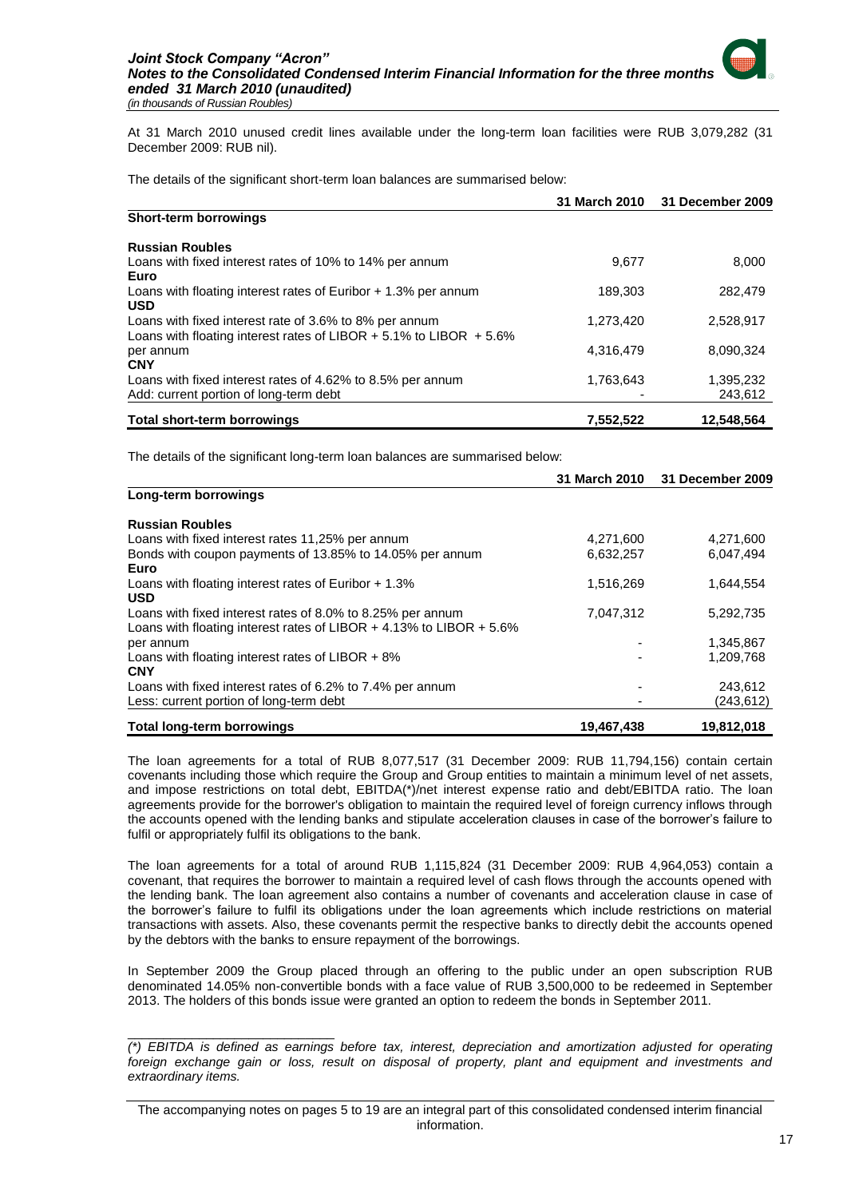At 31 March 2010 unused credit lines available under the long-term loan facilities were RUB 3,079,282 (31 December 2009: RUB nil).

The details of the significant short-term loan balances are summarised below:

| | 31 March 2010 | 31 December 2009 |
|---|---|---|
| **Short-term borrowings** | | |
| **Russian Roubles** | | |
| Loans with fixed interest rates of 10% to 14% per annum | 9,677 | 8,000 |
| **Euro** | | |
| Loans with floating interest rates of Euribor + 1.3% per annum | 189,303 | 282,479 |
| **USD** | | |
| Loans with fixed interest rate of 3.6% to 8% per annum | 1,273,420 | 2,528,917 |
| Loans with floating interest rates of LIBOR + 5.1% to LIBOR + 5.6% per annum | 4,316,479 | 8,090,324 |
| **CNY** | | |
| Loans with fixed interest rates of 4.62% to 8.5% per annum | 1,763,643 | 1,395,232 |
| Add: current portion of long-term debt | - | 243,612 |
| **Total short-term borrowings** | **7,552,522** | **12,548,564** |

The details of the significant long-term loan balances are summarised below:

| | 31 March 2010 | 31 December 2009 |
|---|---|---|
| **Long-term borrowings** | | |
| **Russian Roubles** | | |
| Loans with fixed interest rates 11,25% per annum | 4,271,600 | 4,271,600 |
| Bonds with coupon payments of 13.85% to 14.05% per annum | 6,632,257 | 6,047,494 |
| **Euro** | | |
| Loans with floating interest rates of Euribor + 1.3% | 1,516,269 | 1,644,554 |
| **USD** | | |
| Loans with fixed interest rates of 8.0% to 8.25% per annum | 7,047,312 | 5,292,735 |
| Loans with floating interest rates of LIBOR + 4.13% to LIBOR + 5.6% per annum | - | 1,345,867 |
| Loans with floating interest rates of LIBOR + 8% | - | 1,209,768 |
| **CNY** | | |
| Loans with fixed interest rates of 6.2% to 7.4% per annum | - | 243,612 |
| Less: current portion of long-term debt | - | (243,612) |
| **Total long-term borrowings** | **19,467,438** | **19,812,018** |

The loan agreements for a total of RUB 8,077,517 (31 December 2009: RUB 11,794,156) contain certain covenants including those which require the Group and Group entities to maintain a minimum level of net assets, and impose restrictions on total debt, EBITDA(*)/net interest expense ratio and debt/EBITDA ratio. The loan agreements provide for the borrower's obligation to maintain the required level of foreign currency inflows through the accounts opened with the lending banks and stipulate acceleration clauses in case of the borrower's failure to fulfil or appropriately fulfil its obligations to the bank.

The loan agreements for a total of around RUB 1,115,824 (31 December 2009: RUB 4,964,053) contain a covenant, that requires the borrower to maintain a required level of cash flows through the accounts opened with the lending bank. The loan agreement also contains a number of covenants and acceleration clause in case of the borrower's failure to fulfil its obligations under the loan agreements which include restrictions on material transactions with assets. Also, these covenants permit the respective banks to directly debit the accounts opened by the debtors with the banks to ensure repayment of the borrowings.

In September 2009 the Group placed through an offering to the public under an open subscription RUB denominated 14.05% non-convertible bonds with a face value of RUB 3,500,000 to be redeemed in September 2013. The holders of this bonds issue were granted an option to redeem the bonds in September 2011.

*(\*) EBITDA is defined as earnings before tax, interest, depreciation and amortization adjusted for operating foreign exchange gain or loss, result on disposal of property, plant and equipment and investments and extraordinary items.*

The accompanying notes on pages 5 to 19 are an integral part of this consolidated condensed interim financial information.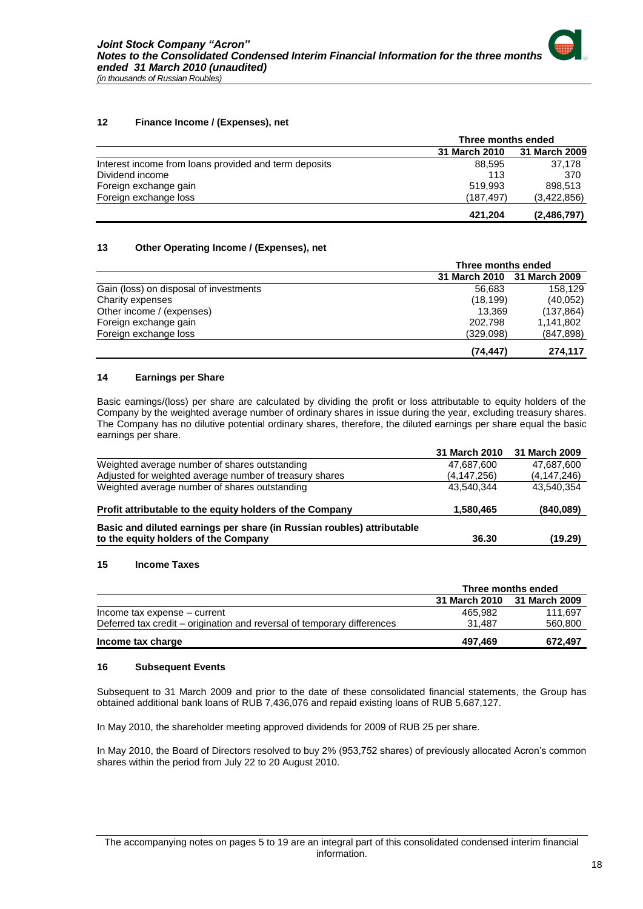## 12 Finance Income / (Expenses), net

| | Three months ended | |
|---|---|---|
| | 31 March 2010 | 31 March 2009 |
| Interest income from loans provided and term deposits | 88,595 | 37,178 |
| Dividend income | 113 | 370 |
| Foreign exchange gain | 519,993 | 898,513 |
| Foreign exchange loss | (187,497) | (3,422,856) |
| | **421,204** | **(2,486,797)** |

## 13 Other Operating Income / (Expenses), net

| | Three months ended | |
|---|---|---|
| | 31 March 2010 | 31 March 2009 |
| Gain (loss) on disposal of investments | 56,683 | 158,129 |
| Charity expenses | (18,199) | (40,052) |
| Other income / (expenses) | 13,369 | (137,864) |
| Foreign exchange gain | 202,798 | 1,141,802 |
| Foreign exchange loss | (329,098) | (847,898) |
| | **(74,447)** | **274,117** |

## 14 Earnings per Share

Basic earnings/(loss) per share are calculated by dividing the profit or loss attributable to equity holders of the Company by the weighted average number of ordinary shares in issue during the year, excluding treasury shares. The Company has no dilutive potential ordinary shares, therefore, the diluted earnings per share equal the basic earnings per share.

| | 31 March 2010 | 31 March 2009 |
|---|---|---|
| Weighted average number of shares outstanding | 47,687,600 | 47,687,600 |
| Adjusted for weighted average number of treasury shares | (4,147,256) | (4,147,246) |
| Weighted average number of shares outstanding | 43,540,344 | 43,540,354 |
| **Profit attributable to the equity holders of the Company** | **1,580,465** | **(840,089)** |
| **Basic and diluted earnings per share (in Russian roubles) attributable to the equity holders of the Company** | **36.30** | **(19.29)** |

## 15 Income Taxes

| | Three months ended | |
|---|---|---|
| | 31 March 2010 | 31 March 2009 |
| Income tax expense – current | 465,982 | 111,697 |
| Deferred tax credit – origination and reversal of temporary differences | 31,487 | 560,800 |
| **Income tax charge** | **497,469** | **672,497** |

## 16 Subsequent Events

Subsequent to 31 March 2009 and prior to the date of these consolidated financial statements, the Group has obtained additional bank loans of RUB 7,436,076 and repaid existing loans of RUB 5,687,127.

In May 2010, the shareholder meeting approved dividends for 2009 of RUB 25 per share.

In May 2010, the Board of Directors resolved to buy 2% (953,752 shares) of previously allocated Acron's common shares within the period from July 22 to 20 August 2010.